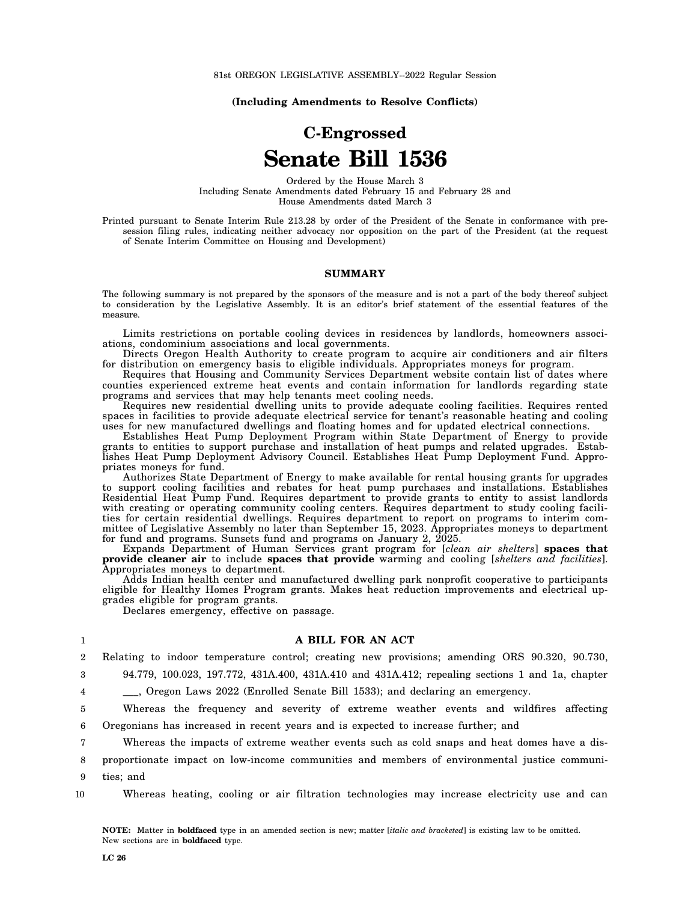81st OREGON LEGISLATIVE ASSEMBLY--2022 Regular Session

**(Including Amendments to Resolve Conflicts)**

# C-Engrossed
# Senate Bill 1536

Ordered by the House March 3
Including Senate Amendments dated February 15 and February 28 and
House Amendments dated March 3

Printed pursuant to Senate Interim Rule 213.28 by order of the President of the Senate in conformance with presession filing rules, indicating neither advocacy nor opposition on the part of the President (at the request of Senate Interim Committee on Housing and Development)

## SUMMARY

The following summary is not prepared by the sponsors of the measure and is not a part of the body thereof subject to consideration by the Legislative Assembly. It is an editor's brief statement of the essential features of the measure.

Limits restrictions on portable cooling devices in residences by landlords, homeowners associations, condominium associations and local governments.

Directs Oregon Health Authority to create program to acquire air conditioners and air filters for distribution on emergency basis to eligible individuals. Appropriates moneys for program.

Requires that Housing and Community Services Department website contain list of dates where counties experienced extreme heat events and contain information for landlords regarding state programs and services that may help tenants meet cooling needs.

Requires new residential dwelling units to provide adequate cooling facilities. Requires rented spaces in facilities to provide adequate electrical service for tenant's reasonable heating and cooling uses for new manufactured dwellings and floating homes and for updated electrical connections.

Establishes Heat Pump Deployment Program within State Department of Energy to provide grants to entities to support purchase and installation of heat pumps and related upgrades. Establishes Heat Pump Deployment Advisory Council. Establishes Heat Pump Deployment Fund. Appropriates moneys for fund.

Authorizes State Department of Energy to make available for rental housing grants for upgrades to support cooling facilities and rebates for heat pump purchases and installations. Establishes Residential Heat Pump Fund. Requires department to provide grants to entity to assist landlords with creating or operating community cooling centers. Requires department to study cooling facilities for certain residential dwellings. Requires department to report on programs to interim committee of Legislative Assembly no later than September 15, 2023. Appropriates moneys to department for fund and programs. Sunsets fund and programs on January 2, 2025.

Expands Department of Human Services grant program for [*clean air shelters*] **spaces that provide cleaner air** to include **spaces that provide** warming and cooling [*shelters and facilities*]. Appropriates moneys to department.

Adds Indian health center and manufactured dwelling park nonprofit cooperative to participants eligible for Healthy Homes Program grants. Makes heat reduction improvements and electrical upgrades eligible for program grants.

Declares emergency, effective on passage.

1 **A BILL FOR AN ACT**

2 Relating to indoor temperature control; creating new provisions; amending ORS 90.320, 90.730,
3 94.779, 100.023, 197.772, 431A.400, 431A.410 and 431A.412; repealing sections 1 and 1a, chapter
4 ___, Oregon Laws 2022 (Enrolled Senate Bill 1533); and declaring an emergency.

5 Whereas the frequency and severity of extreme weather events and wildfires affecting
6 Oregonians has increased in recent years and is expected to increase further; and

7 Whereas the impacts of extreme weather events such as cold snaps and heat domes have a dis-
8 proportionate impact on low-income communities and members of environmental justice communi-
9 ties; and

10 Whereas heating, cooling or air filtration technologies may increase electricity use and can

**NOTE:** Matter in **boldfaced** type in an amended section is new; matter [*italic and bracketed*] is existing law to be omitted. New sections are in **boldfaced** type.

**LC 26**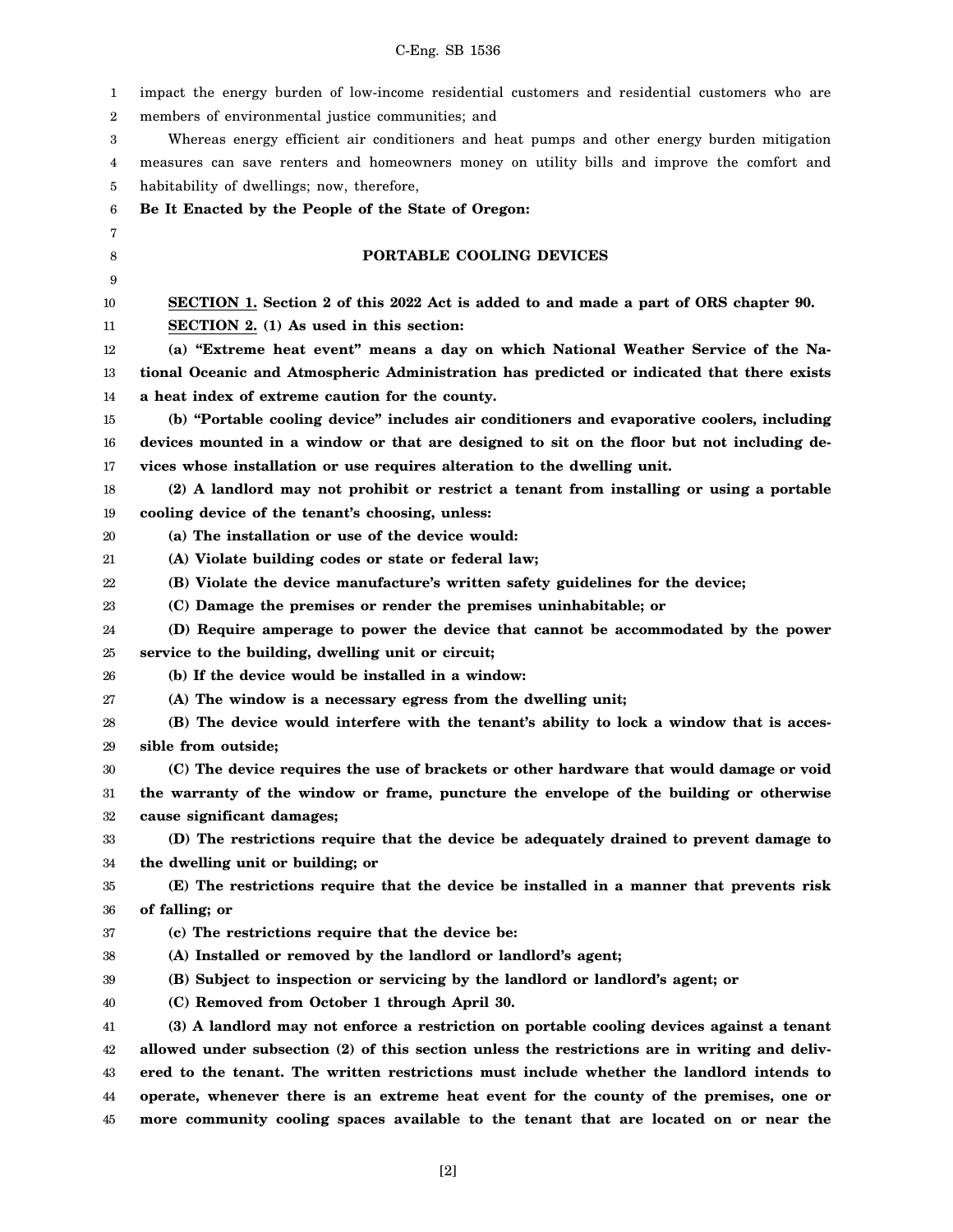impact the energy burden of low-income residential customers and residential customers who are members of environmental justice communities; and

Whereas energy efficient air conditioners and heat pumps and other energy burden mitigation measures can save renters and homeowners money on utility bills and improve the comfort and habitability of dwellings; now, therefore,

**Be It Enacted by the People of the State of Oregon:**

## PORTABLE COOLING DEVICES

**SECTION 1. Section 2 of this 2022 Act is added to and made a part of ORS chapter 90.**

**SECTION 2. (1) As used in this section:**

**(a) "Extreme heat event" means a day on which National Weather Service of the National Oceanic and Atmospheric Administration has predicted or indicated that there exists a heat index of extreme caution for the county.**

**(b) "Portable cooling device" includes air conditioners and evaporative coolers, including devices mounted in a window or that are designed to sit on the floor but not including devices whose installation or use requires alteration to the dwelling unit.**

**(2) A landlord may not prohibit or restrict a tenant from installing or using a portable cooling device of the tenant's choosing, unless:**

**(a) The installation or use of the device would:**

**(A) Violate building codes or state or federal law;**

**(B) Violate the device manufacture's written safety guidelines for the device;**

**(C) Damage the premises or render the premises uninhabitable; or**

**(D) Require amperage to power the device that cannot be accommodated by the power service to the building, dwelling unit or circuit;**

**(b) If the device would be installed in a window:**

**(A) The window is a necessary egress from the dwelling unit;**

**(B) The device would interfere with the tenant's ability to lock a window that is accessible from outside;**

**(C) The device requires the use of brackets or other hardware that would damage or void the warranty of the window or frame, puncture the envelope of the building or otherwise cause significant damages;**

**(D) The restrictions require that the device be adequately drained to prevent damage to the dwelling unit or building; or**

**(E) The restrictions require that the device be installed in a manner that prevents risk of falling; or**

**(c) The restrictions require that the device be:**

**(A) Installed or removed by the landlord or landlord's agent;**

**(B) Subject to inspection or servicing by the landlord or landlord's agent; or**

**(C) Removed from October 1 through April 30.**

**(3) A landlord may not enforce a restriction on portable cooling devices against a tenant allowed under subsection (2) of this section unless the restrictions are in writing and delivered to the tenant. The written restrictions must include whether the landlord intends to operate, whenever there is an extreme heat event for the county of the premises, one or more community cooling spaces available to the tenant that are located on or near the**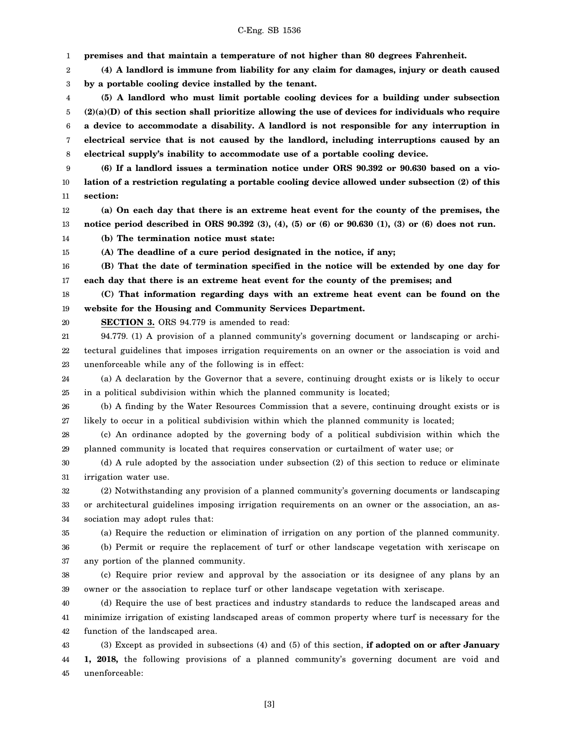**premises and that maintain a temperature of not higher than 80 degrees Fahrenheit.**

**(4) A landlord is immune from liability for any claim for damages, injury or death caused by a portable cooling device installed by the tenant.**

**(5) A landlord who must limit portable cooling devices for a building under subsection (2)(a)(D) of this section shall prioritize allowing the use of devices for individuals who require a device to accommodate a disability. A landlord is not responsible for any interruption in electrical service that is not caused by the landlord, including interruptions caused by an electrical supply's inability to accommodate use of a portable cooling device.**

**(6) If a landlord issues a termination notice under ORS 90.392 or 90.630 based on a violation of a restriction regulating a portable cooling device allowed under subsection (2) of this section:**

**(a) On each day that there is an extreme heat event for the county of the premises, the notice period described in ORS 90.392 (3), (4), (5) or (6) or 90.630 (1), (3) or (6) does not run.**

**(b) The termination notice must state:**

**(A) The deadline of a cure period designated in the notice, if any;**

**(B) That the date of termination specified in the notice will be extended by one day for each day that there is an extreme heat event for the county of the premises; and**

**(C) That information regarding days with an extreme heat event can be found on the website for the Housing and Community Services Department.**

**SECTION 3.** ORS 94.779 is amended to read:

94.779. (1) A provision of a planned community's governing document or landscaping or architectural guidelines that imposes irrigation requirements on an owner or the association is void and unenforceable while any of the following is in effect:

(a) A declaration by the Governor that a severe, continuing drought exists or is likely to occur in a political subdivision within which the planned community is located;

(b) A finding by the Water Resources Commission that a severe, continuing drought exists or is likely to occur in a political subdivision within which the planned community is located;

(c) An ordinance adopted by the governing body of a political subdivision within which the planned community is located that requires conservation or curtailment of water use; or

(d) A rule adopted by the association under subsection (2) of this section to reduce or eliminate irrigation water use.

(2) Notwithstanding any provision of a planned community's governing documents or landscaping or architectural guidelines imposing irrigation requirements on an owner or the association, an association may adopt rules that:

(a) Require the reduction or elimination of irrigation on any portion of the planned community.

(b) Permit or require the replacement of turf or other landscape vegetation with xeriscape on any portion of the planned community.

(c) Require prior review and approval by the association or its designee of any plans by an owner or the association to replace turf or other landscape vegetation with xeriscape.

(d) Require the use of best practices and industry standards to reduce the landscaped areas and minimize irrigation of existing landscaped areas of common property where turf is necessary for the function of the landscaped area.

(3) Except as provided in subsections (4) and (5) of this section, **if adopted on or after January 1, 2018,** the following provisions of a planned community's governing document are void and unenforceable: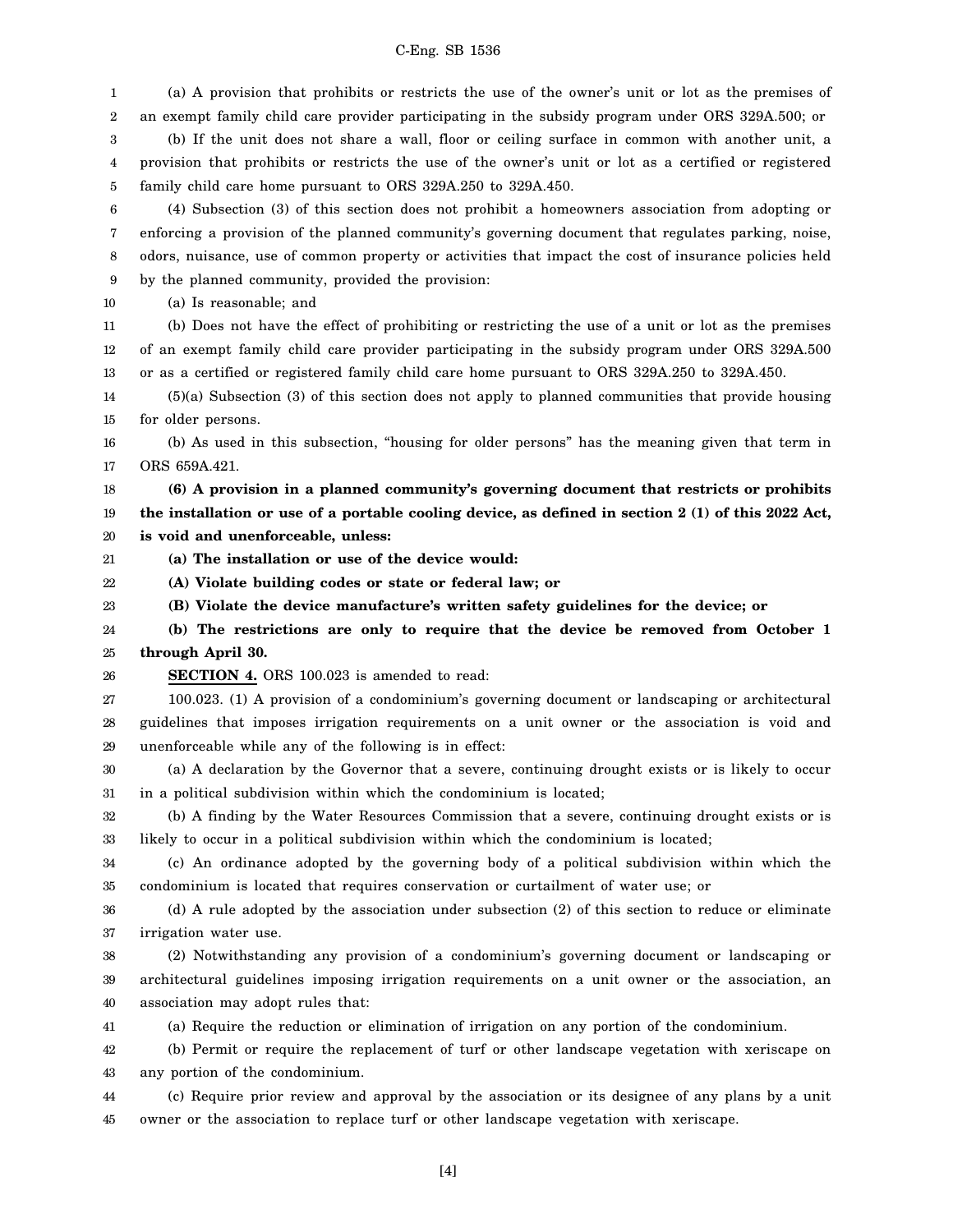(a) A provision that prohibits or restricts the use of the owner's unit or lot as the premises of an exempt family child care provider participating in the subsidy program under ORS 329A.500; or

(b) If the unit does not share a wall, floor or ceiling surface in common with another unit, a provision that prohibits or restricts the use of the owner's unit or lot as a certified or registered family child care home pursuant to ORS 329A.250 to 329A.450.

(4) Subsection (3) of this section does not prohibit a homeowners association from adopting or enforcing a provision of the planned community's governing document that regulates parking, noise, odors, nuisance, use of common property or activities that impact the cost of insurance policies held by the planned community, provided the provision:

(a) Is reasonable; and

(b) Does not have the effect of prohibiting or restricting the use of a unit or lot as the premises of an exempt family child care provider participating in the subsidy program under ORS 329A.500 or as a certified or registered family child care home pursuant to ORS 329A.250 to 329A.450.

(5)(a) Subsection (3) of this section does not apply to planned communities that provide housing for older persons.

(b) As used in this subsection, "housing for older persons" has the meaning given that term in ORS 659A.421.

**(6) A provision in a planned community's governing document that restricts or prohibits the installation or use of a portable cooling device, as defined in section 2 (1) of this 2022 Act, is void and unenforceable, unless:**

**(a) The installation or use of the device would:**

**(A) Violate building codes or state or federal law; or**

**(B) Violate the device manufacture's written safety guidelines for the device; or**

**(b) The restrictions are only to require that the device be removed from October 1 through April 30.**

**SECTION 4.** ORS 100.023 is amended to read:

100.023. (1) A provision of a condominium's governing document or landscaping or architectural guidelines that imposes irrigation requirements on a unit owner or the association is void and unenforceable while any of the following is in effect:

(a) A declaration by the Governor that a severe, continuing drought exists or is likely to occur in a political subdivision within which the condominium is located;

(b) A finding by the Water Resources Commission that a severe, continuing drought exists or is likely to occur in a political subdivision within which the condominium is located;

(c) An ordinance adopted by the governing body of a political subdivision within which the condominium is located that requires conservation or curtailment of water use; or

(d) A rule adopted by the association under subsection (2) of this section to reduce or eliminate irrigation water use.

(2) Notwithstanding any provision of a condominium's governing document or landscaping or architectural guidelines imposing irrigation requirements on a unit owner or the association, an association may adopt rules that:

(a) Require the reduction or elimination of irrigation on any portion of the condominium.

(b) Permit or require the replacement of turf or other landscape vegetation with xeriscape on any portion of the condominium.

(c) Require prior review and approval by the association or its designee of any plans by a unit owner or the association to replace turf or other landscape vegetation with xeriscape.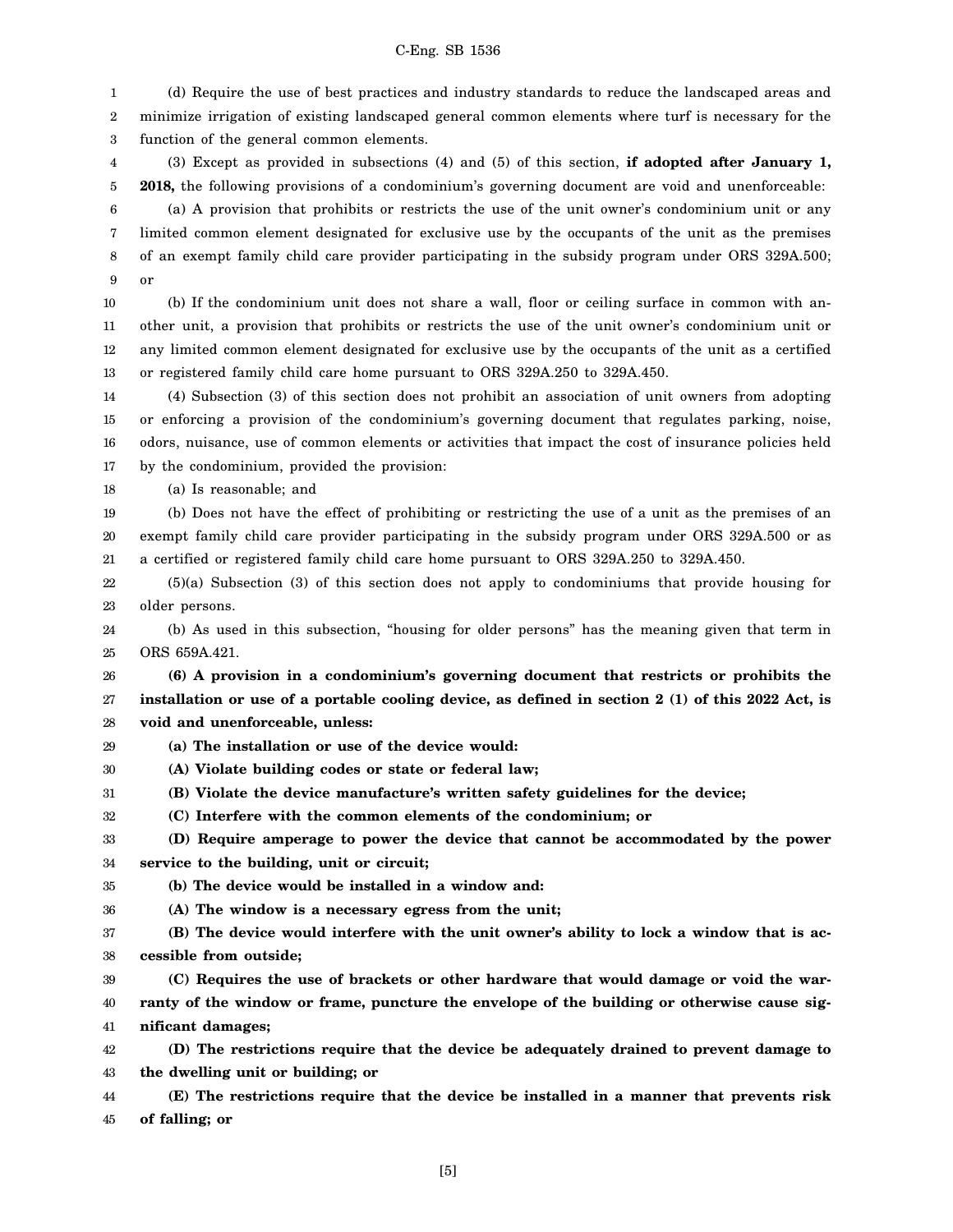(d) Require the use of best practices and industry standards to reduce the landscaped areas and minimize irrigation of existing landscaped general common elements where turf is necessary for the function of the general common elements.

(3) Except as provided in subsections (4) and (5) of this section, **if adopted after January 1, 2018,** the following provisions of a condominium's governing document are void and unenforceable:

(a) A provision that prohibits or restricts the use of the unit owner's condominium unit or any limited common element designated for exclusive use by the occupants of the unit as the premises of an exempt family child care provider participating in the subsidy program under ORS 329A.500; or

(b) If the condominium unit does not share a wall, floor or ceiling surface in common with another unit, a provision that prohibits or restricts the use of the unit owner's condominium unit or any limited common element designated for exclusive use by the occupants of the unit as a certified or registered family child care home pursuant to ORS 329A.250 to 329A.450.

(4) Subsection (3) of this section does not prohibit an association of unit owners from adopting or enforcing a provision of the condominium's governing document that regulates parking, noise, odors, nuisance, use of common elements or activities that impact the cost of insurance policies held by the condominium, provided the provision:

(a) Is reasonable; and

(b) Does not have the effect of prohibiting or restricting the use of a unit as the premises of an exempt family child care provider participating in the subsidy program under ORS 329A.500 or as a certified or registered family child care home pursuant to ORS 329A.250 to 329A.450.

(5)(a) Subsection (3) of this section does not apply to condominiums that provide housing for older persons.

(b) As used in this subsection, "housing for older persons" has the meaning given that term in ORS 659A.421.

**(6) A provision in a condominium's governing document that restricts or prohibits the installation or use of a portable cooling device, as defined in section 2 (1) of this 2022 Act, is void and unenforceable, unless:**

**(a) The installation or use of the device would:**

**(A) Violate building codes or state or federal law;**

**(B) Violate the device manufacture's written safety guidelines for the device;**

**(C) Interfere with the common elements of the condominium; or**

**(D) Require amperage to power the device that cannot be accommodated by the power service to the building, unit or circuit;**

**(b) The device would be installed in a window and:**

**(A) The window is a necessary egress from the unit;**

**(B) The device would interfere with the unit owner's ability to lock a window that is accessible from outside;**

**(C) Requires the use of brackets or other hardware that would damage or void the warranty of the window or frame, puncture the envelope of the building or otherwise cause significant damages;**

**(D) The restrictions require that the device be adequately drained to prevent damage to the dwelling unit or building; or**

**(E) The restrictions require that the device be installed in a manner that prevents risk of falling; or**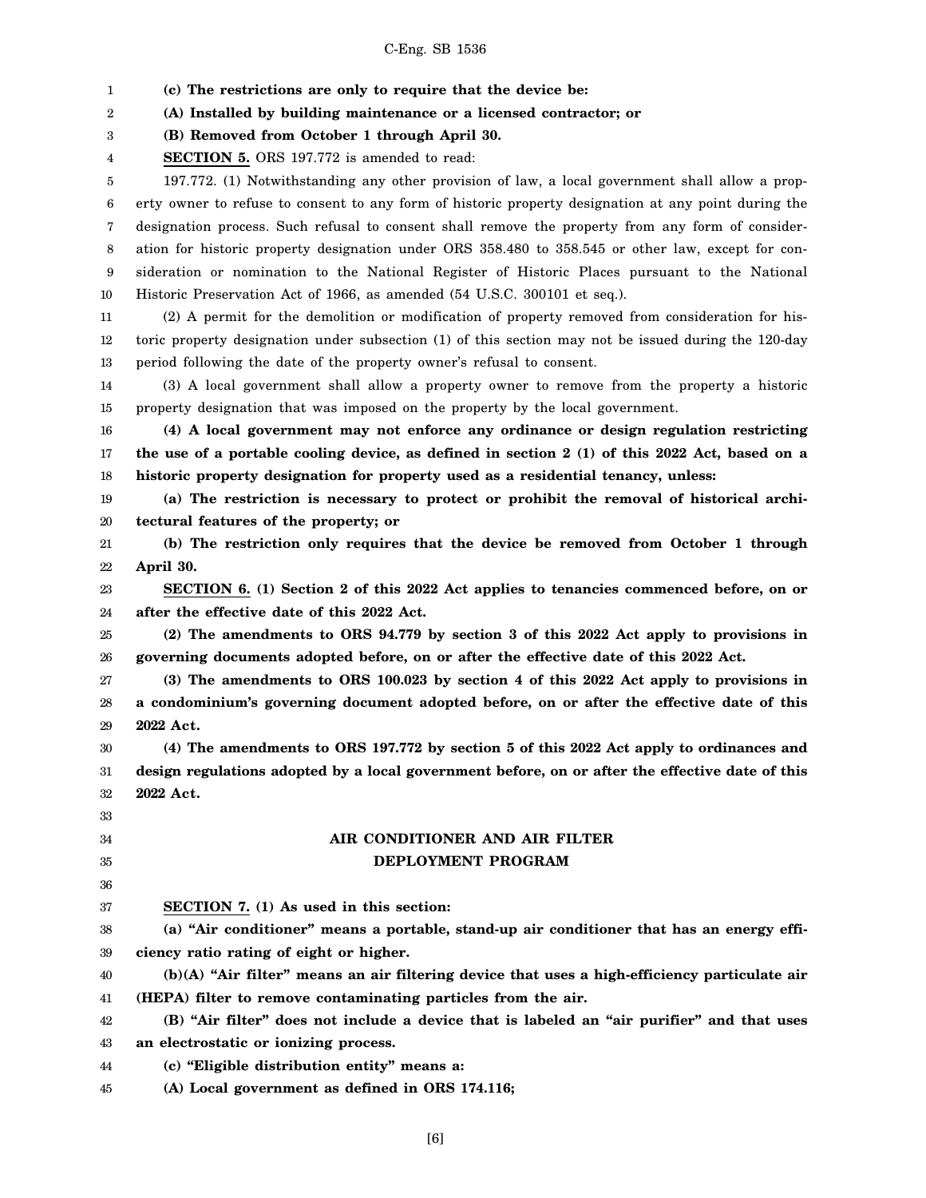**(c) The restrictions are only to require that the device be:**

**(A) Installed by building maintenance or a licensed contractor; or**

**(B) Removed from October 1 through April 30.**

**SECTION 5.** ORS 197.772 is amended to read:

197.772. (1) Notwithstanding any other provision of law, a local government shall allow a property owner to refuse to consent to any form of historic property designation at any point during the designation process. Such refusal to consent shall remove the property from any form of consideration for historic property designation under ORS 358.480 to 358.545 or other law, except for consideration or nomination to the National Register of Historic Places pursuant to the National Historic Preservation Act of 1966, as amended (54 U.S.C. 300101 et seq.).

(2) A permit for the demolition or modification of property removed from consideration for historic property designation under subsection (1) of this section may not be issued during the 120-day period following the date of the property owner's refusal to consent.

(3) A local government shall allow a property owner to remove from the property a historic property designation that was imposed on the property by the local government.

**(4) A local government may not enforce any ordinance or design regulation restricting the use of a portable cooling device, as defined in section 2 (1) of this 2022 Act, based on a historic property designation for property used as a residential tenancy, unless:**

**(a) The restriction is necessary to protect or prohibit the removal of historical architectural features of the property; or**

**(b) The restriction only requires that the device be removed from October 1 through April 30.**

**SECTION 6. (1) Section 2 of this 2022 Act applies to tenancies commenced before, on or after the effective date of this 2022 Act.**

**(2) The amendments to ORS 94.779 by section 3 of this 2022 Act apply to provisions in governing documents adopted before, on or after the effective date of this 2022 Act.**

**(3) The amendments to ORS 100.023 by section 4 of this 2022 Act apply to provisions in a condominium's governing document adopted before, on or after the effective date of this 2022 Act.**

**(4) The amendments to ORS 197.772 by section 5 of this 2022 Act apply to ordinances and design regulations adopted by a local government before, on or after the effective date of this 2022 Act.**

## AIR CONDITIONER AND AIR FILTER DEPLOYMENT PROGRAM

**SECTION 7. (1) As used in this section:**

**(a) "Air conditioner" means a portable, stand-up air conditioner that has an energy efficiency ratio rating of eight or higher.**

**(b)(A) "Air filter" means an air filtering device that uses a high-efficiency particulate air (HEPA) filter to remove contaminating particles from the air.**

**(B) "Air filter" does not include a device that is labeled an "air purifier" and that uses an electrostatic or ionizing process.**

**(c) "Eligible distribution entity" means a:**

**(A) Local government as defined in ORS 174.116;**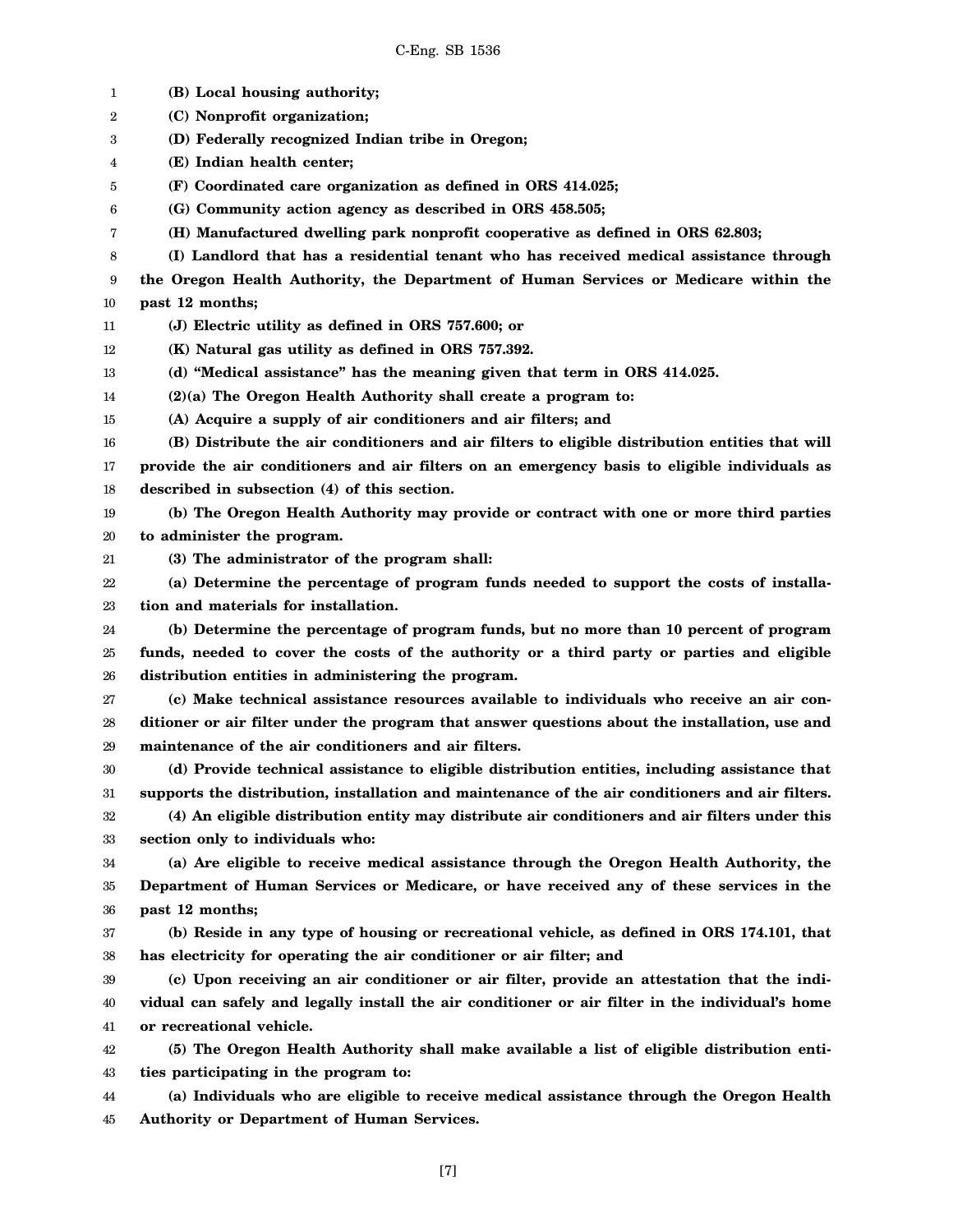**(B) Local housing authority;**

**(C) Nonprofit organization;**

**(D) Federally recognized Indian tribe in Oregon;**

**(E) Indian health center;**

**(F) Coordinated care organization as defined in ORS 414.025;**

**(G) Community action agency as described in ORS 458.505;**

**(H) Manufactured dwelling park nonprofit cooperative as defined in ORS 62.803;**

**(I) Landlord that has a residential tenant who has received medical assistance through the Oregon Health Authority, the Department of Human Services or Medicare within the past 12 months;**

**(J) Electric utility as defined in ORS 757.600; or**

**(K) Natural gas utility as defined in ORS 757.392.**

**(d) "Medical assistance" has the meaning given that term in ORS 414.025.**

**(2)(a) The Oregon Health Authority shall create a program to:**

**(A) Acquire a supply of air conditioners and air filters; and**

**(B) Distribute the air conditioners and air filters to eligible distribution entities that will provide the air conditioners and air filters on an emergency basis to eligible individuals as described in subsection (4) of this section.**

**(b) The Oregon Health Authority may provide or contract with one or more third parties to administer the program.**

**(3) The administrator of the program shall:**

**(a) Determine the percentage of program funds needed to support the costs of installation and materials for installation.**

**(b) Determine the percentage of program funds, but no more than 10 percent of program funds, needed to cover the costs of the authority or a third party or parties and eligible distribution entities in administering the program.**

**(c) Make technical assistance resources available to individuals who receive an air conditioner or air filter under the program that answer questions about the installation, use and maintenance of the air conditioners and air filters.**

**(d) Provide technical assistance to eligible distribution entities, including assistance that supports the distribution, installation and maintenance of the air conditioners and air filters.**

**(4) An eligible distribution entity may distribute air conditioners and air filters under this section only to individuals who:**

**(a) Are eligible to receive medical assistance through the Oregon Health Authority, the Department of Human Services or Medicare, or have received any of these services in the past 12 months;**

**(b) Reside in any type of housing or recreational vehicle, as defined in ORS 174.101, that has electricity for operating the air conditioner or air filter; and**

**(c) Upon receiving an air conditioner or air filter, provide an attestation that the individual can safely and legally install the air conditioner or air filter in the individual's home or recreational vehicle.**

**(5) The Oregon Health Authority shall make available a list of eligible distribution entities participating in the program to:**

**(a) Individuals who are eligible to receive medical assistance through the Oregon Health Authority or Department of Human Services.**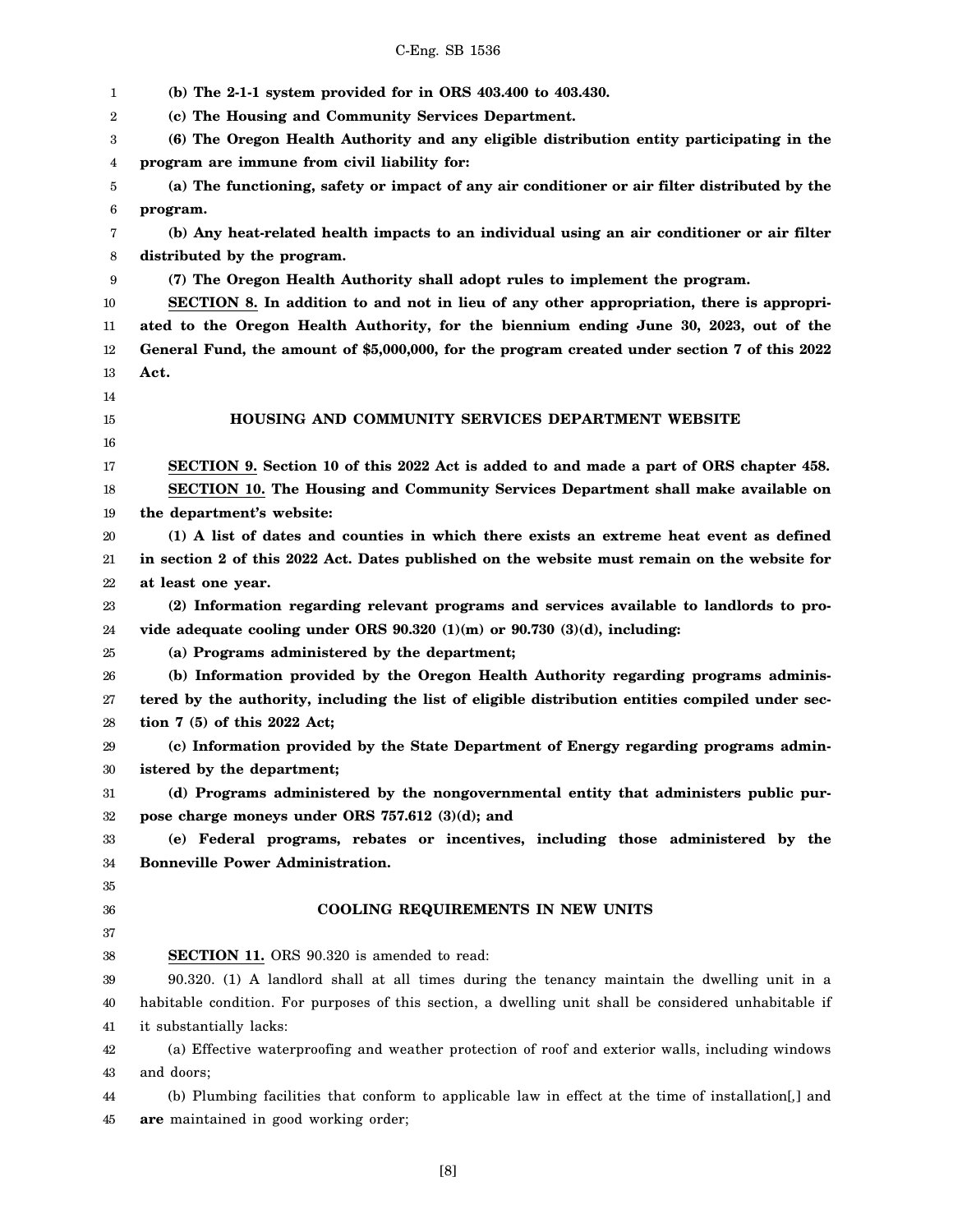**(b) The 2-1-1 system provided for in ORS 403.400 to 403.430.**

**(c) The Housing and Community Services Department.**

**(6) The Oregon Health Authority and any eligible distribution entity participating in the program are immune from civil liability for:**

**(a) The functioning, safety or impact of any air conditioner or air filter distributed by the program.**

**(b) Any heat-related health impacts to an individual using an air conditioner or air filter distributed by the program.**

**(7) The Oregon Health Authority shall adopt rules to implement the program.**

**SECTION 8. In addition to and not in lieu of any other appropriation, there is appropriated to the Oregon Health Authority, for the biennium ending June 30, 2023, out of the General Fund, the amount of $5,000,000, for the program created under section 7 of this 2022 Act.**

## HOUSING AND COMMUNITY SERVICES DEPARTMENT WEBSITE

**SECTION 9. Section 10 of this 2022 Act is added to and made a part of ORS chapter 458.**

**SECTION 10. The Housing and Community Services Department shall make available on the department's website:**

**(1) A list of dates and counties in which there exists an extreme heat event as defined in section 2 of this 2022 Act. Dates published on the website must remain on the website for at least one year.**

**(2) Information regarding relevant programs and services available to landlords to provide adequate cooling under ORS 90.320 (1)(m) or 90.730 (3)(d), including:**

**(a) Programs administered by the department;**

**(b) Information provided by the Oregon Health Authority regarding programs administered by the authority, including the list of eligible distribution entities compiled under section 7 (5) of this 2022 Act;**

**(c) Information provided by the State Department of Energy regarding programs administered by the department;**

**(d) Programs administered by the nongovernmental entity that administers public purpose charge moneys under ORS 757.612 (3)(d); and**

**(e) Federal programs, rebates or incentives, including those administered by the Bonneville Power Administration.**

## COOLING REQUIREMENTS IN NEW UNITS

**SECTION 11.** ORS 90.320 is amended to read:

90.320. (1) A landlord shall at all times during the tenancy maintain the dwelling unit in a habitable condition. For purposes of this section, a dwelling unit shall be considered unhabitable if it substantially lacks:

(a) Effective waterproofing and weather protection of roof and exterior walls, including windows and doors;

(b) Plumbing facilities that conform to applicable law in effect at the time of installation[,] and **are** maintained in good working order;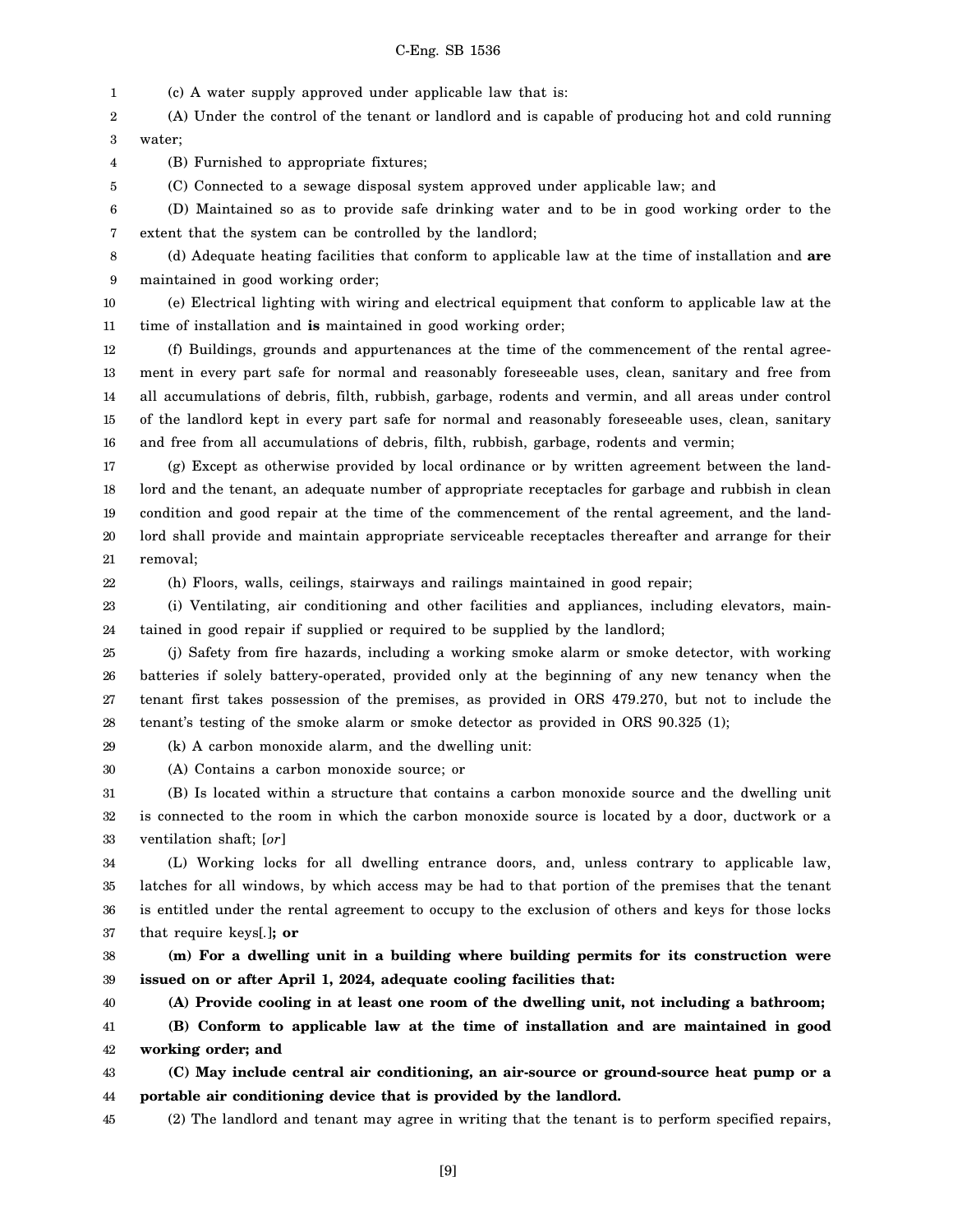(c) A water supply approved under applicable law that is:

(A) Under the control of the tenant or landlord and is capable of producing hot and cold running water;

(B) Furnished to appropriate fixtures;

(C) Connected to a sewage disposal system approved under applicable law; and

(D) Maintained so as to provide safe drinking water and to be in good working order to the extent that the system can be controlled by the landlord;

(d) Adequate heating facilities that conform to applicable law at the time of installation and **are** maintained in good working order;

(e) Electrical lighting with wiring and electrical equipment that conform to applicable law at the time of installation and **is** maintained in good working order;

(f) Buildings, grounds and appurtenances at the time of the commencement of the rental agreement in every part safe for normal and reasonably foreseeable uses, clean, sanitary and free from all accumulations of debris, filth, rubbish, garbage, rodents and vermin, and all areas under control of the landlord kept in every part safe for normal and reasonably foreseeable uses, clean, sanitary and free from all accumulations of debris, filth, rubbish, garbage, rodents and vermin;

(g) Except as otherwise provided by local ordinance or by written agreement between the landlord and the tenant, an adequate number of appropriate receptacles for garbage and rubbish in clean condition and good repair at the time of the commencement of the rental agreement, and the landlord shall provide and maintain appropriate serviceable receptacles thereafter and arrange for their removal;

(h) Floors, walls, ceilings, stairways and railings maintained in good repair;

(i) Ventilating, air conditioning and other facilities and appliances, including elevators, maintained in good repair if supplied or required to be supplied by the landlord;

(j) Safety from fire hazards, including a working smoke alarm or smoke detector, with working batteries if solely battery-operated, provided only at the beginning of any new tenancy when the tenant first takes possession of the premises, as provided in ORS 479.270, but not to include the tenant's testing of the smoke alarm or smoke detector as provided in ORS 90.325 (1);

(k) A carbon monoxide alarm, and the dwelling unit:

(A) Contains a carbon monoxide source; or

(B) Is located within a structure that contains a carbon monoxide source and the dwelling unit is connected to the room in which the carbon monoxide source is located by a door, ductwork or a ventilation shaft; [*or*]

(L) Working locks for all dwelling entrance doors, and, unless contrary to applicable law, latches for all windows, by which access may be had to that portion of the premises that the tenant is entitled under the rental agreement to occupy to the exclusion of others and keys for those locks that require keys[*.*]**; or**

**(m) For a dwelling unit in a building where building permits for its construction were issued on or after April 1, 2024, adequate cooling facilities that:**

**(A) Provide cooling in at least one room of the dwelling unit, not including a bathroom;**

**(B) Conform to applicable law at the time of installation and are maintained in good working order; and**

**(C) May include central air conditioning, an air-source or ground-source heat pump or a portable air conditioning device that is provided by the landlord.**

(2) The landlord and tenant may agree in writing that the tenant is to perform specified repairs,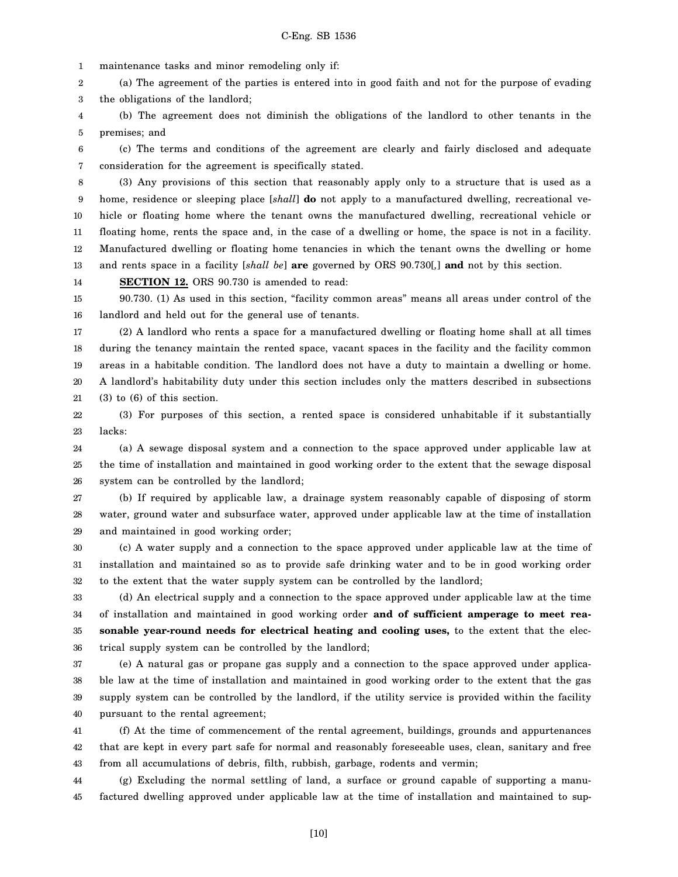maintenance tasks and minor remodeling only if:

(a) The agreement of the parties is entered into in good faith and not for the purpose of evading the obligations of the landlord;

(b) The agreement does not diminish the obligations of the landlord to other tenants in the premises; and

(c) The terms and conditions of the agreement are clearly and fairly disclosed and adequate consideration for the agreement is specifically stated.

(3) Any provisions of this section that reasonably apply only to a structure that is used as a home, residence or sleeping place [*shall*] **do** not apply to a manufactured dwelling, recreational vehicle or floating home where the tenant owns the manufactured dwelling, recreational vehicle or floating home, rents the space and, in the case of a dwelling or home, the space is not in a facility. Manufactured dwelling or floating home tenancies in which the tenant owns the dwelling or home and rents space in a facility [*shall be*] **are** governed by ORS 90.730[,] **and** not by this section.

**SECTION 12.** ORS 90.730 is amended to read:

90.730. (1) As used in this section, "facility common areas" means all areas under control of the landlord and held out for the general use of tenants.

(2) A landlord who rents a space for a manufactured dwelling or floating home shall at all times during the tenancy maintain the rented space, vacant spaces in the facility and the facility common areas in a habitable condition. The landlord does not have a duty to maintain a dwelling or home. A landlord's habitability duty under this section includes only the matters described in subsections (3) to (6) of this section.

(3) For purposes of this section, a rented space is considered unhabitable if it substantially lacks:

(a) A sewage disposal system and a connection to the space approved under applicable law at the time of installation and maintained in good working order to the extent that the sewage disposal system can be controlled by the landlord;

(b) If required by applicable law, a drainage system reasonably capable of disposing of storm water, ground water and subsurface water, approved under applicable law at the time of installation and maintained in good working order;

(c) A water supply and a connection to the space approved under applicable law at the time of installation and maintained so as to provide safe drinking water and to be in good working order to the extent that the water supply system can be controlled by the landlord;

(d) An electrical supply and a connection to the space approved under applicable law at the time of installation and maintained in good working order **and of sufficient amperage to meet reasonable year-round needs for electrical heating and cooling uses,** to the extent that the electrical supply system can be controlled by the landlord;

(e) A natural gas or propane gas supply and a connection to the space approved under applicable law at the time of installation and maintained in good working order to the extent that the gas supply system can be controlled by the landlord, if the utility service is provided within the facility pursuant to the rental agreement;

(f) At the time of commencement of the rental agreement, buildings, grounds and appurtenances that are kept in every part safe for normal and reasonably foreseeable uses, clean, sanitary and free from all accumulations of debris, filth, rubbish, garbage, rodents and vermin;

(g) Excluding the normal settling of land, a surface or ground capable of supporting a manufactured dwelling approved under applicable law at the time of installation and maintained to sup-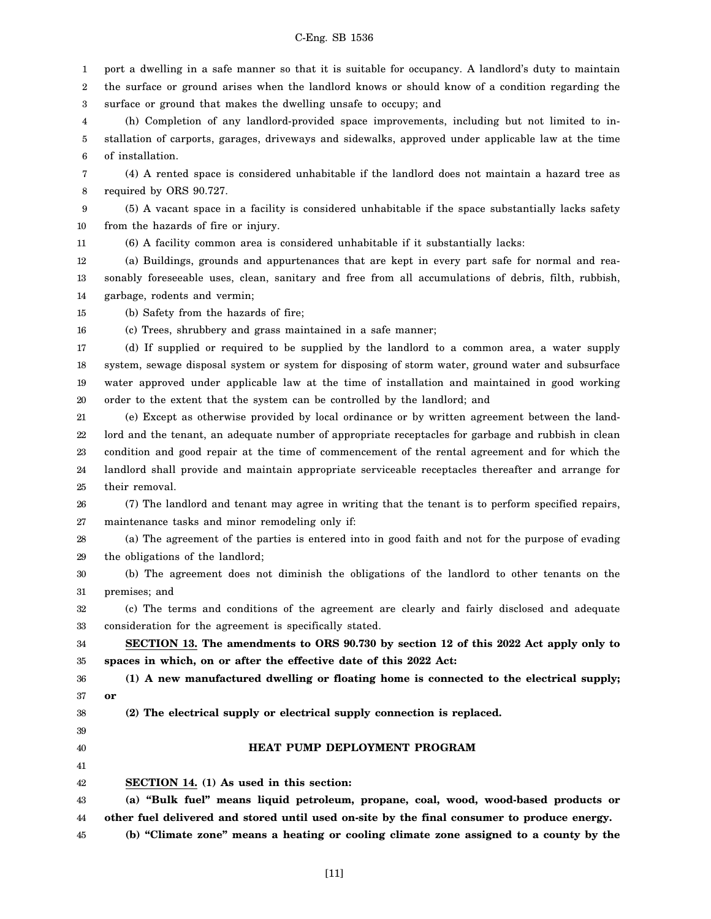port a dwelling in a safe manner so that it is suitable for occupancy. A landlord's duty to maintain the surface or ground arises when the landlord knows or should know of a condition regarding the surface or ground that makes the dwelling unsafe to occupy; and

(h) Completion of any landlord-provided space improvements, including but not limited to installation of carports, garages, driveways and sidewalks, approved under applicable law at the time of installation.

(4) A rented space is considered unhabitable if the landlord does not maintain a hazard tree as required by ORS 90.727.

(5) A vacant space in a facility is considered unhabitable if the space substantially lacks safety from the hazards of fire or injury.

(6) A facility common area is considered unhabitable if it substantially lacks:

(a) Buildings, grounds and appurtenances that are kept in every part safe for normal and reasonably foreseeable uses, clean, sanitary and free from all accumulations of debris, filth, rubbish, garbage, rodents and vermin;

(b) Safety from the hazards of fire;

(c) Trees, shrubbery and grass maintained in a safe manner;

(d) If supplied or required to be supplied by the landlord to a common area, a water supply system, sewage disposal system or system for disposing of storm water, ground water and subsurface water approved under applicable law at the time of installation and maintained in good working order to the extent that the system can be controlled by the landlord; and

(e) Except as otherwise provided by local ordinance or by written agreement between the landlord and the tenant, an adequate number of appropriate receptacles for garbage and rubbish in clean condition and good repair at the time of commencement of the rental agreement and for which the landlord shall provide and maintain appropriate serviceable receptacles thereafter and arrange for their removal.

(7) The landlord and tenant may agree in writing that the tenant is to perform specified repairs, maintenance tasks and minor remodeling only if:

(a) The agreement of the parties is entered into in good faith and not for the purpose of evading the obligations of the landlord;

(b) The agreement does not diminish the obligations of the landlord to other tenants on the premises; and

(c) The terms and conditions of the agreement are clearly and fairly disclosed and adequate consideration for the agreement is specifically stated.

**SECTION 13. The amendments to ORS 90.730 by section 12 of this 2022 Act apply only to spaces in which, on or after the effective date of this 2022 Act:**

**(1) A new manufactured dwelling or floating home is connected to the electrical supply; or**

**(2) The electrical supply or electrical supply connection is replaced.**

## HEAT PUMP DEPLOYMENT PROGRAM

**SECTION 14. (1) As used in this section:**

**(a) "Bulk fuel" means liquid petroleum, propane, coal, wood, wood-based products or other fuel delivered and stored until used on-site by the final consumer to produce energy.**

**(b) "Climate zone" means a heating or cooling climate zone assigned to a county by the**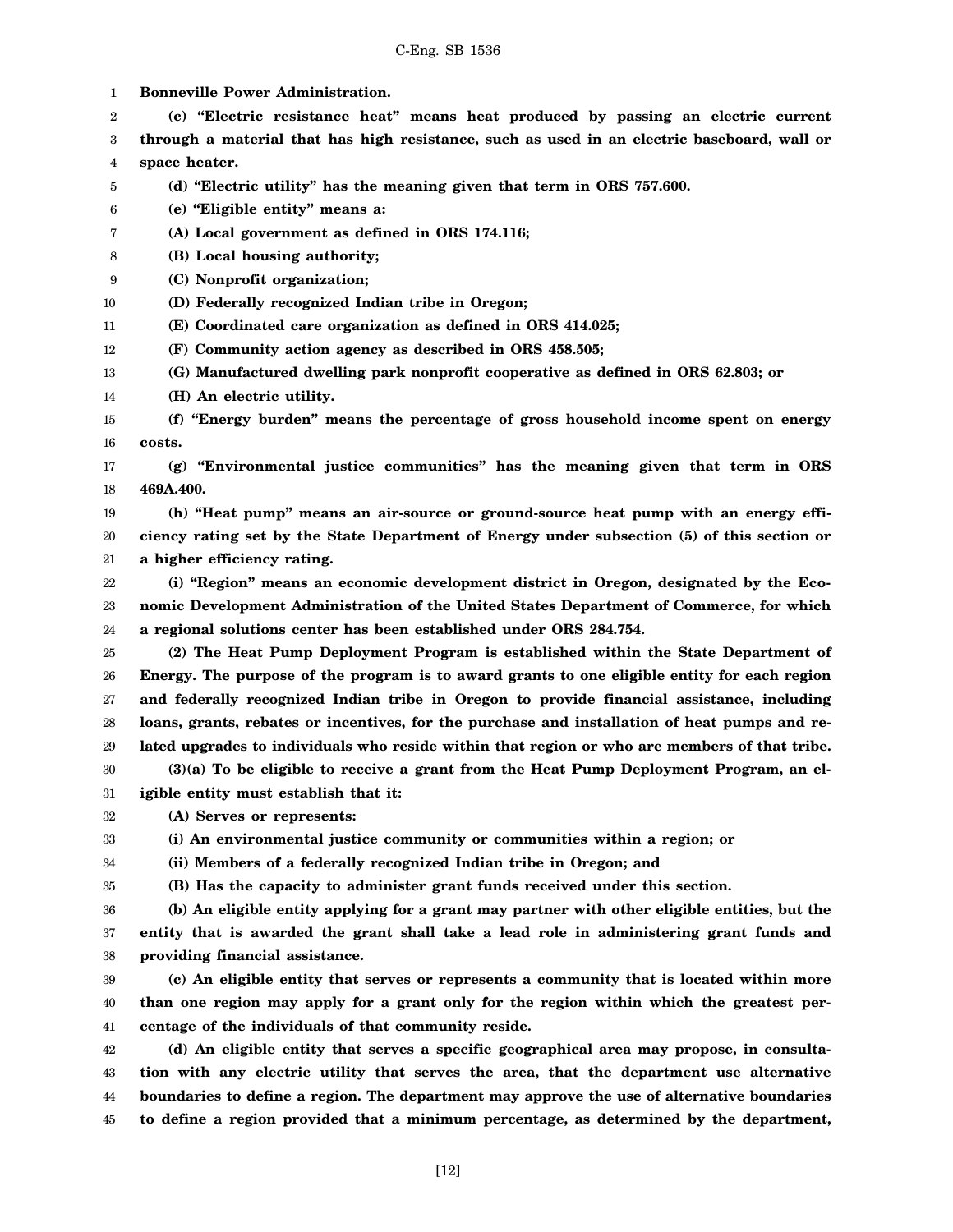**Bonneville Power Administration.**

**(c) "Electric resistance heat" means heat produced by passing an electric current through a material that has high resistance, such as used in an electric baseboard, wall or space heater.**

**(d) "Electric utility" has the meaning given that term in ORS 757.600.**

**(e) "Eligible entity" means a:**

**(A) Local government as defined in ORS 174.116;**

**(B) Local housing authority;**

**(C) Nonprofit organization;**

**(D) Federally recognized Indian tribe in Oregon;**

**(E) Coordinated care organization as defined in ORS 414.025;**

**(F) Community action agency as described in ORS 458.505;**

**(G) Manufactured dwelling park nonprofit cooperative as defined in ORS 62.803; or**

**(H) An electric utility.**

**(f) "Energy burden" means the percentage of gross household income spent on energy costs.**

**(g) "Environmental justice communities" has the meaning given that term in ORS 469A.400.**

**(h) "Heat pump" means an air-source or ground-source heat pump with an energy efficiency rating set by the State Department of Energy under subsection (5) of this section or a higher efficiency rating.**

**(i) "Region" means an economic development district in Oregon, designated by the Economic Development Administration of the United States Department of Commerce, for which a regional solutions center has been established under ORS 284.754.**

**(2) The Heat Pump Deployment Program is established within the State Department of Energy. The purpose of the program is to award grants to one eligible entity for each region and federally recognized Indian tribe in Oregon to provide financial assistance, including loans, grants, rebates or incentives, for the purchase and installation of heat pumps and related upgrades to individuals who reside within that region or who are members of that tribe.**

**(3)(a) To be eligible to receive a grant from the Heat Pump Deployment Program, an eligible entity must establish that it:**

**(A) Serves or represents:**

**(i) An environmental justice community or communities within a region; or**

**(ii) Members of a federally recognized Indian tribe in Oregon; and**

**(B) Has the capacity to administer grant funds received under this section.**

**(b) An eligible entity applying for a grant may partner with other eligible entities, but the entity that is awarded the grant shall take a lead role in administering grant funds and providing financial assistance.**

**(c) An eligible entity that serves or represents a community that is located within more than one region may apply for a grant only for the region within which the greatest percentage of the individuals of that community reside.**

**(d) An eligible entity that serves a specific geographical area may propose, in consultation with any electric utility that serves the area, that the department use alternative boundaries to define a region. The department may approve the use of alternative boundaries to define a region provided that a minimum percentage, as determined by the department,**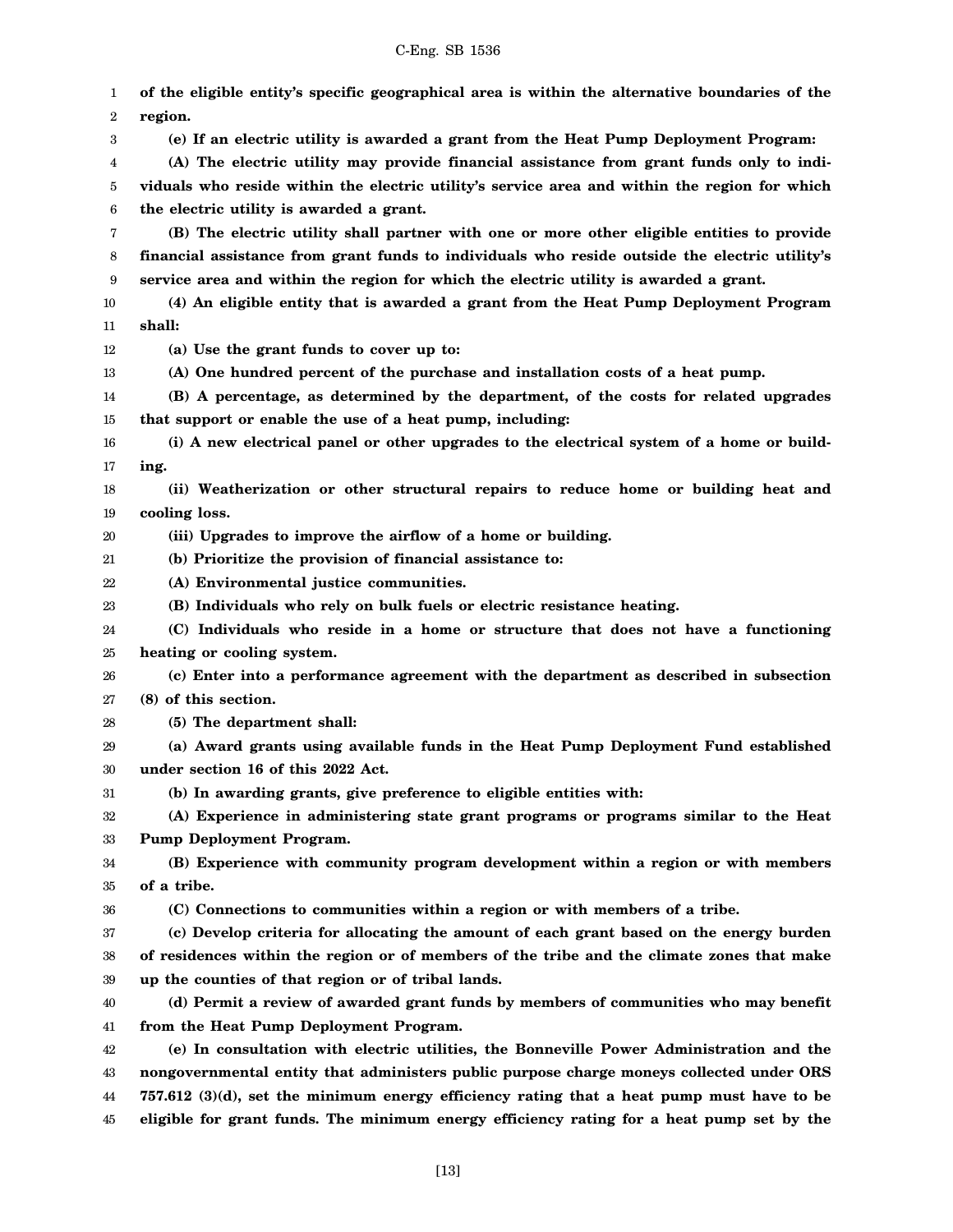**of the eligible entity's specific geographical area is within the alternative boundaries of the region.**

**(e) If an electric utility is awarded a grant from the Heat Pump Deployment Program:**

**(A) The electric utility may provide financial assistance from grant funds only to individuals who reside within the electric utility's service area and within the region for which the electric utility is awarded a grant.**

**(B) The electric utility shall partner with one or more other eligible entities to provide financial assistance from grant funds to individuals who reside outside the electric utility's service area and within the region for which the electric utility is awarded a grant.**

**(4) An eligible entity that is awarded a grant from the Heat Pump Deployment Program shall:**

**(a) Use the grant funds to cover up to:**

**(A) One hundred percent of the purchase and installation costs of a heat pump.**

**(B) A percentage, as determined by the department, of the costs for related upgrades that support or enable the use of a heat pump, including:**

**(i) A new electrical panel or other upgrades to the electrical system of a home or building.**

**(ii) Weatherization or other structural repairs to reduce home or building heat and cooling loss.**

**(iii) Upgrades to improve the airflow of a home or building.**

**(b) Prioritize the provision of financial assistance to:**

**(A) Environmental justice communities.**

**(B) Individuals who rely on bulk fuels or electric resistance heating.**

**(C) Individuals who reside in a home or structure that does not have a functioning heating or cooling system.**

**(c) Enter into a performance agreement with the department as described in subsection (8) of this section.**

**(5) The department shall:**

**(a) Award grants using available funds in the Heat Pump Deployment Fund established under section 16 of this 2022 Act.**

**(b) In awarding grants, give preference to eligible entities with:**

**(A) Experience in administering state grant programs or programs similar to the Heat Pump Deployment Program.**

**(B) Experience with community program development within a region or with members of a tribe.**

**(C) Connections to communities within a region or with members of a tribe.**

**(c) Develop criteria for allocating the amount of each grant based on the energy burden of residences within the region or of members of the tribe and the climate zones that make up the counties of that region or of tribal lands.**

**(d) Permit a review of awarded grant funds by members of communities who may benefit from the Heat Pump Deployment Program.**

**(e) In consultation with electric utilities, the Bonneville Power Administration and the nongovernmental entity that administers public purpose charge moneys collected under ORS 757.612 (3)(d), set the minimum energy efficiency rating that a heat pump must have to be eligible for grant funds. The minimum energy efficiency rating for a heat pump set by the**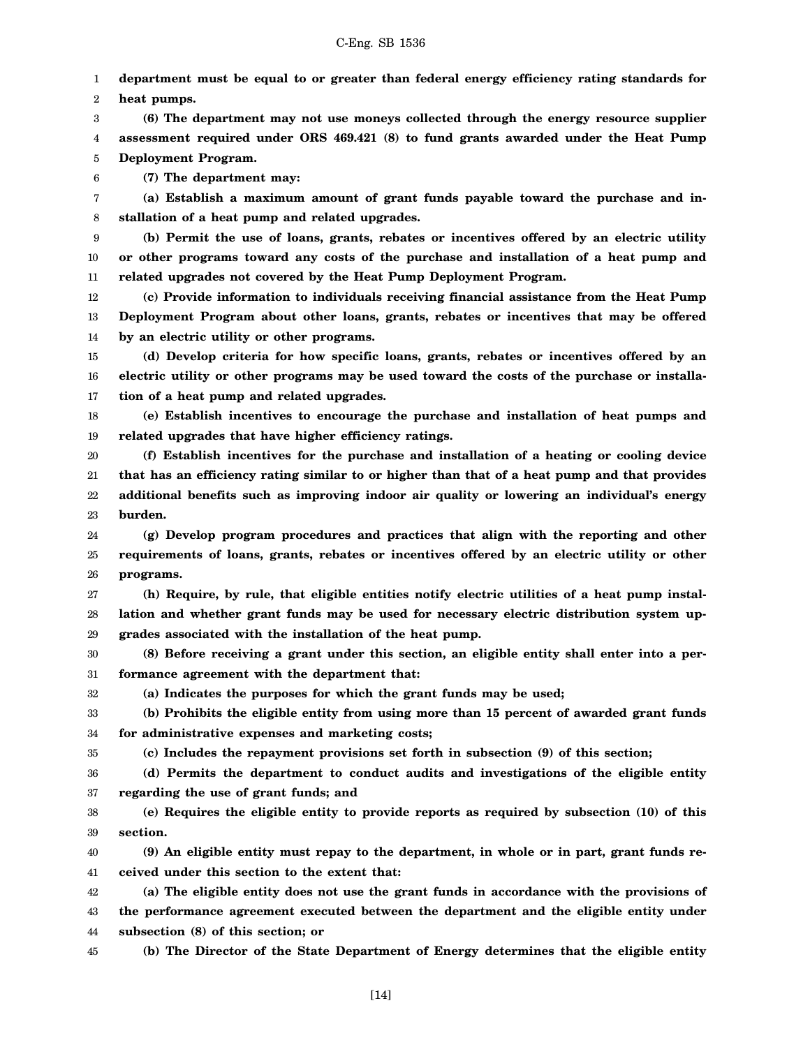**department must be equal to or greater than federal energy efficiency rating standards for heat pumps.**

**(6) The department may not use moneys collected through the energy resource supplier assessment required under ORS 469.421 (8) to fund grants awarded under the Heat Pump Deployment Program.**

**(7) The department may:**

**(a) Establish a maximum amount of grant funds payable toward the purchase and installation of a heat pump and related upgrades.**

**(b) Permit the use of loans, grants, rebates or incentives offered by an electric utility or other programs toward any costs of the purchase and installation of a heat pump and related upgrades not covered by the Heat Pump Deployment Program.**

**(c) Provide information to individuals receiving financial assistance from the Heat Pump Deployment Program about other loans, grants, rebates or incentives that may be offered by an electric utility or other programs.**

**(d) Develop criteria for how specific loans, grants, rebates or incentives offered by an electric utility or other programs may be used toward the costs of the purchase or installation of a heat pump and related upgrades.**

**(e) Establish incentives to encourage the purchase and installation of heat pumps and related upgrades that have higher efficiency ratings.**

**(f) Establish incentives for the purchase and installation of a heating or cooling device that has an efficiency rating similar to or higher than that of a heat pump and that provides additional benefits such as improving indoor air quality or lowering an individual's energy burden.**

**(g) Develop program procedures and practices that align with the reporting and other requirements of loans, grants, rebates or incentives offered by an electric utility or other programs.**

**(h) Require, by rule, that eligible entities notify electric utilities of a heat pump installation and whether grant funds may be used for necessary electric distribution system upgrades associated with the installation of the heat pump.**

**(8) Before receiving a grant under this section, an eligible entity shall enter into a performance agreement with the department that:**

**(a) Indicates the purposes for which the grant funds may be used;**

**(b) Prohibits the eligible entity from using more than 15 percent of awarded grant funds for administrative expenses and marketing costs;**

**(c) Includes the repayment provisions set forth in subsection (9) of this section;**

**(d) Permits the department to conduct audits and investigations of the eligible entity regarding the use of grant funds; and**

**(e) Requires the eligible entity to provide reports as required by subsection (10) of this section.**

**(9) An eligible entity must repay to the department, in whole or in part, grant funds received under this section to the extent that:**

**(a) The eligible entity does not use the grant funds in accordance with the provisions of the performance agreement executed between the department and the eligible entity under subsection (8) of this section; or**

**(b) The Director of the State Department of Energy determines that the eligible entity**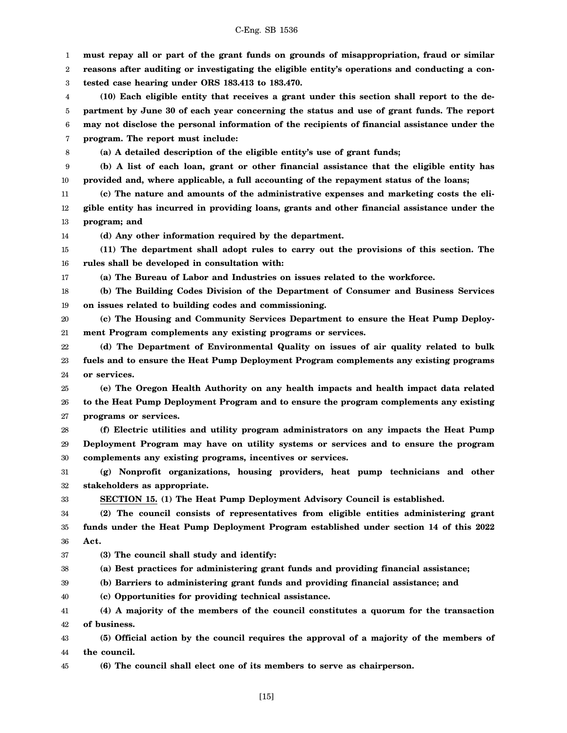**must repay all or part of the grant funds on grounds of misappropriation, fraud or similar reasons after auditing or investigating the eligible entity's operations and conducting a contested case hearing under ORS 183.413 to 183.470.**

**(10) Each eligible entity that receives a grant under this section shall report to the department by June 30 of each year concerning the status and use of grant funds. The report may not disclose the personal information of the recipients of financial assistance under the program. The report must include:**

**(a) A detailed description of the eligible entity's use of grant funds;**

**(b) A list of each loan, grant or other financial assistance that the eligible entity has provided and, where applicable, a full accounting of the repayment status of the loans;**

**(c) The nature and amounts of the administrative expenses and marketing costs the eligible entity has incurred in providing loans, grants and other financial assistance under the program; and**

**(d) Any other information required by the department.**

**(11) The department shall adopt rules to carry out the provisions of this section. The rules shall be developed in consultation with:**

**(a) The Bureau of Labor and Industries on issues related to the workforce.**

**(b) The Building Codes Division of the Department of Consumer and Business Services on issues related to building codes and commissioning.**

**(c) The Housing and Community Services Department to ensure the Heat Pump Deployment Program complements any existing programs or services.**

**(d) The Department of Environmental Quality on issues of air quality related to bulk fuels and to ensure the Heat Pump Deployment Program complements any existing programs or services.**

**(e) The Oregon Health Authority on any health impacts and health impact data related to the Heat Pump Deployment Program and to ensure the program complements any existing programs or services.**

**(f) Electric utilities and utility program administrators on any impacts the Heat Pump Deployment Program may have on utility systems or services and to ensure the program complements any existing programs, incentives or services.**

**(g) Nonprofit organizations, housing providers, heat pump technicians and other stakeholders as appropriate.**

**SECTION 15. (1) The Heat Pump Deployment Advisory Council is established.**

**(2) The council consists of representatives from eligible entities administering grant funds under the Heat Pump Deployment Program established under section 14 of this 2022 Act.**

**(3) The council shall study and identify:**

**(a) Best practices for administering grant funds and providing financial assistance;**

**(b) Barriers to administering grant funds and providing financial assistance; and**

**(c) Opportunities for providing technical assistance.**

**(4) A majority of the members of the council constitutes a quorum for the transaction of business.**

**(5) Official action by the council requires the approval of a majority of the members of the council.**

**(6) The council shall elect one of its members to serve as chairperson.**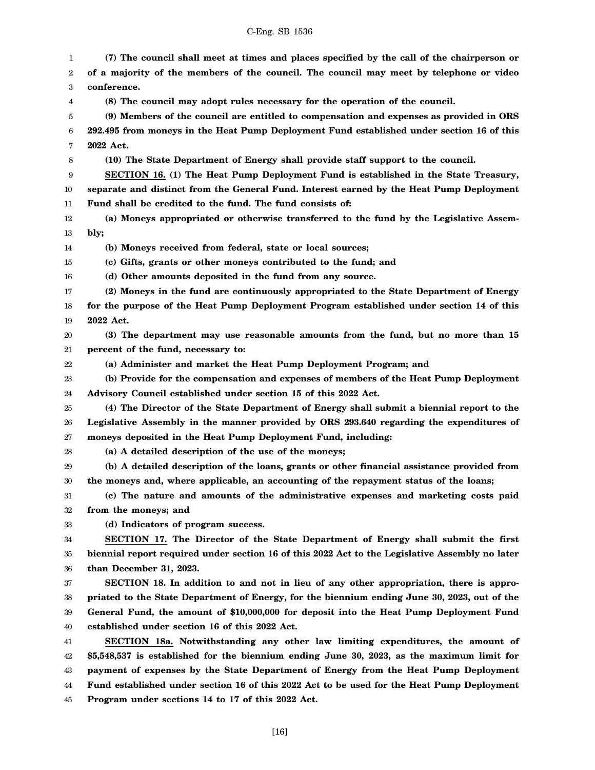**(7) The council shall meet at times and places specified by the call of the chairperson or of a majority of the members of the council. The council may meet by telephone or video conference.**

**(8) The council may adopt rules necessary for the operation of the council.**

**(9) Members of the council are entitled to compensation and expenses as provided in ORS 292.495 from moneys in the Heat Pump Deployment Fund established under section 16 of this 2022 Act.**

**(10) The State Department of Energy shall provide staff support to the council.**

**SECTION 16. (1) The Heat Pump Deployment Fund is established in the State Treasury, separate and distinct from the General Fund. Interest earned by the Heat Pump Deployment Fund shall be credited to the fund. The fund consists of:**

**(a) Moneys appropriated or otherwise transferred to the fund by the Legislative Assembly;**

**(b) Moneys received from federal, state or local sources;**

**(c) Gifts, grants or other moneys contributed to the fund; and**

**(d) Other amounts deposited in the fund from any source.**

**(2) Moneys in the fund are continuously appropriated to the State Department of Energy for the purpose of the Heat Pump Deployment Program established under section 14 of this 2022 Act.**

**(3) The department may use reasonable amounts from the fund, but no more than 15 percent of the fund, necessary to:**

**(a) Administer and market the Heat Pump Deployment Program; and**

**(b) Provide for the compensation and expenses of members of the Heat Pump Deployment Advisory Council established under section 15 of this 2022 Act.**

**(4) The Director of the State Department of Energy shall submit a biennial report to the Legislative Assembly in the manner provided by ORS 293.640 regarding the expenditures of moneys deposited in the Heat Pump Deployment Fund, including:**

**(a) A detailed description of the use of the moneys;**

**(b) A detailed description of the loans, grants or other financial assistance provided from the moneys and, where applicable, an accounting of the repayment status of the loans;**

**(c) The nature and amounts of the administrative expenses and marketing costs paid from the moneys; and**

**(d) Indicators of program success.**

**SECTION 17. The Director of the State Department of Energy shall submit the first biennial report required under section 16 of this 2022 Act to the Legislative Assembly no later than December 31, 2023.**

**SECTION 18. In addition to and not in lieu of any other appropriation, there is appropriated to the State Department of Energy, for the biennium ending June 30, 2023, out of the General Fund, the amount of $10,000,000 for deposit into the Heat Pump Deployment Fund established under section 16 of this 2022 Act.**

**SECTION 18a. Notwithstanding any other law limiting expenditures, the amount of $5,548,537 is established for the biennium ending June 30, 2023, as the maximum limit for payment of expenses by the State Department of Energy from the Heat Pump Deployment Fund established under section 16 of this 2022 Act to be used for the Heat Pump Deployment Program under sections 14 to 17 of this 2022 Act.**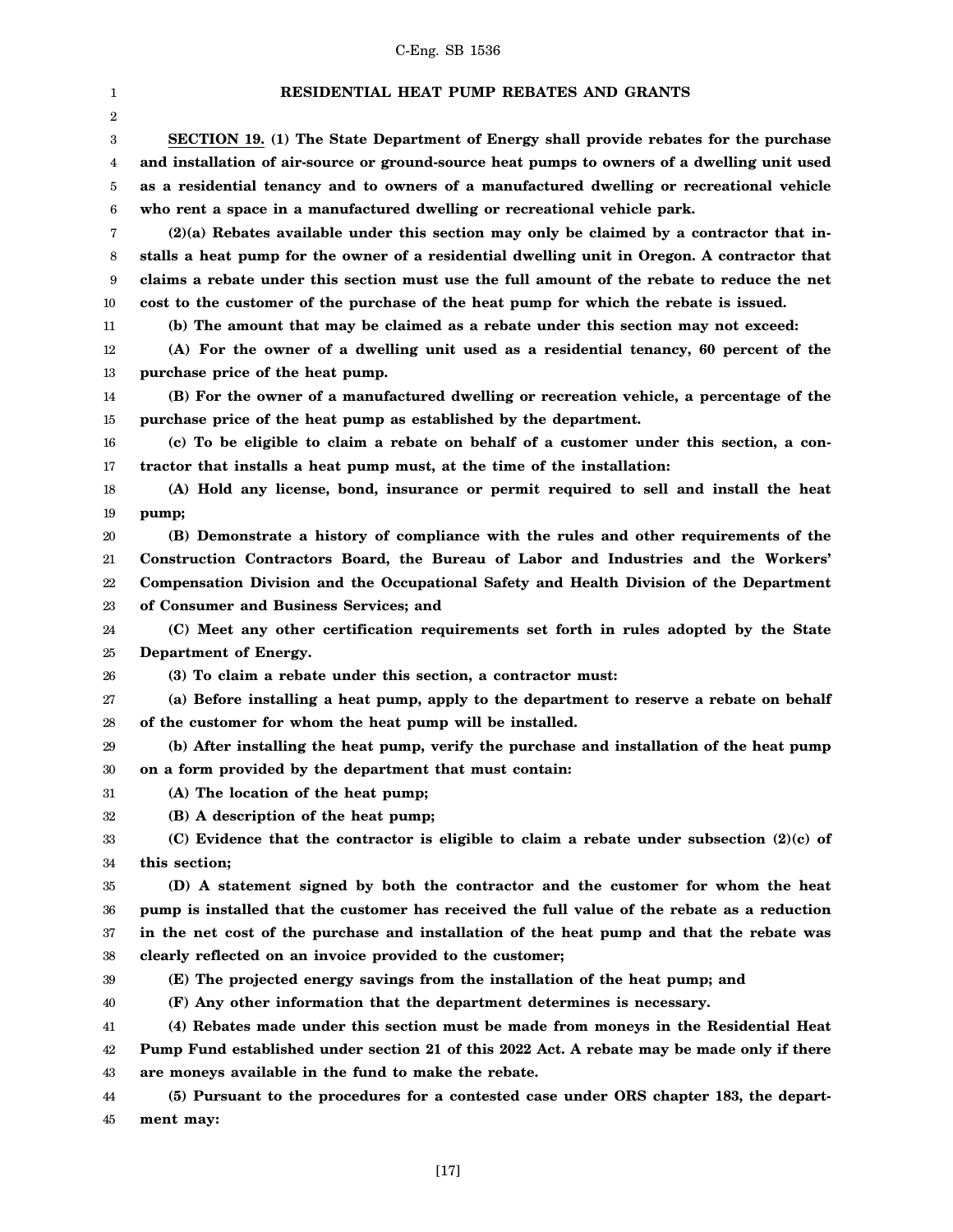## RESIDENTIAL HEAT PUMP REBATES AND GRANTS

**SECTION 19. (1) The State Department of Energy shall provide rebates for the purchase and installation of air-source or ground-source heat pumps to owners of a dwelling unit used as a residential tenancy and to owners of a manufactured dwelling or recreational vehicle who rent a space in a manufactured dwelling or recreational vehicle park.**

**(2)(a) Rebates available under this section may only be claimed by a contractor that installs a heat pump for the owner of a residential dwelling unit in Oregon. A contractor that claims a rebate under this section must use the full amount of the rebate to reduce the net cost to the customer of the purchase of the heat pump for which the rebate is issued.**

**(b) The amount that may be claimed as a rebate under this section may not exceed:**

**(A) For the owner of a dwelling unit used as a residential tenancy, 60 percent of the purchase price of the heat pump.**

**(B) For the owner of a manufactured dwelling or recreation vehicle, a percentage of the purchase price of the heat pump as established by the department.**

**(c) To be eligible to claim a rebate on behalf of a customer under this section, a contractor that installs a heat pump must, at the time of the installation:**

**(A) Hold any license, bond, insurance or permit required to sell and install the heat pump;**

**(B) Demonstrate a history of compliance with the rules and other requirements of the Construction Contractors Board, the Bureau of Labor and Industries and the Workers' Compensation Division and the Occupational Safety and Health Division of the Department of Consumer and Business Services; and**

**(C) Meet any other certification requirements set forth in rules adopted by the State Department of Energy.**

**(3) To claim a rebate under this section, a contractor must:**

**(a) Before installing a heat pump, apply to the department to reserve a rebate on behalf of the customer for whom the heat pump will be installed.**

**(b) After installing the heat pump, verify the purchase and installation of the heat pump on a form provided by the department that must contain:**

**(A) The location of the heat pump;**

**(B) A description of the heat pump;**

**(C) Evidence that the contractor is eligible to claim a rebate under subsection (2)(c) of this section;**

**(D) A statement signed by both the contractor and the customer for whom the heat pump is installed that the customer has received the full value of the rebate as a reduction in the net cost of the purchase and installation of the heat pump and that the rebate was clearly reflected on an invoice provided to the customer;**

**(E) The projected energy savings from the installation of the heat pump; and**

**(F) Any other information that the department determines is necessary.**

**(4) Rebates made under this section must be made from moneys in the Residential Heat Pump Fund established under section 21 of this 2022 Act. A rebate may be made only if there are moneys available in the fund to make the rebate.**

**(5) Pursuant to the procedures for a contested case under ORS chapter 183, the department may:**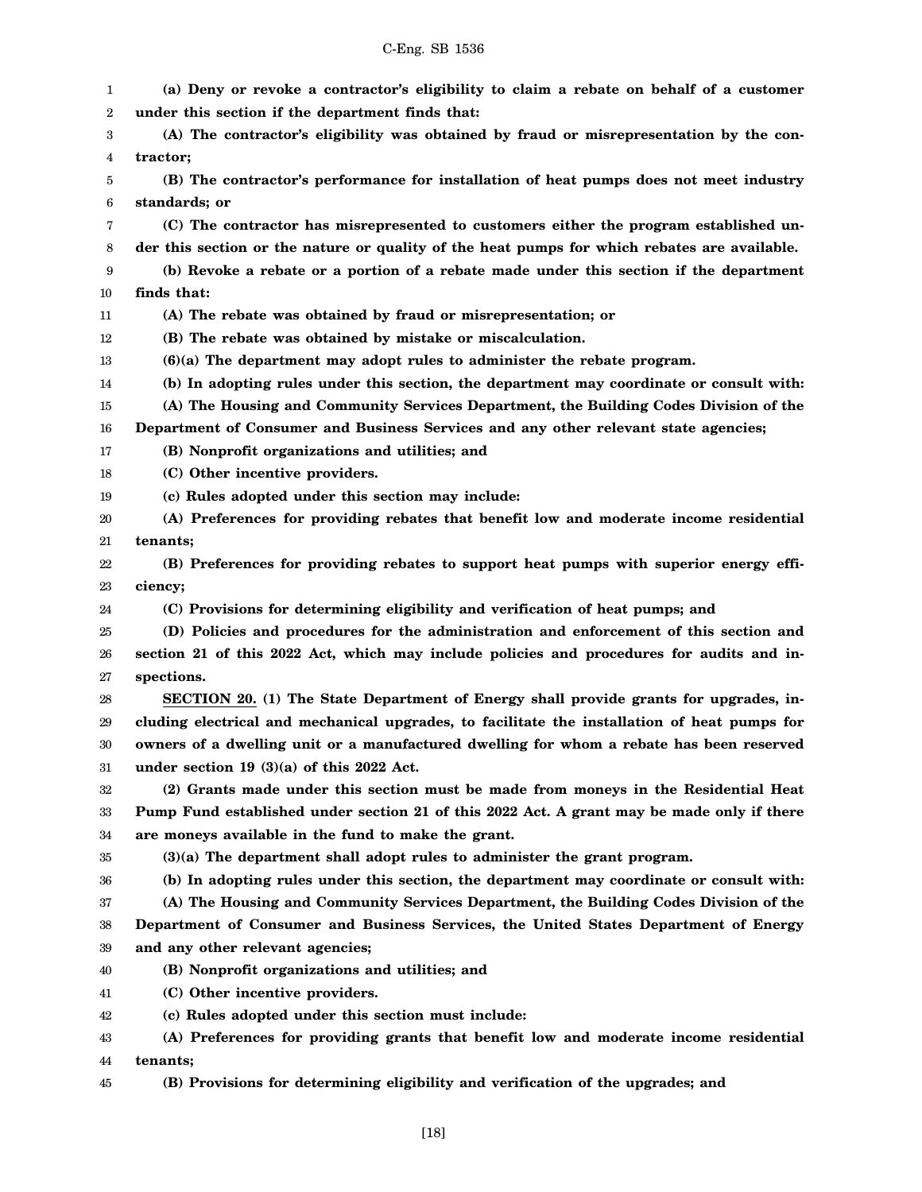**(a) Deny or revoke a contractor's eligibility to claim a rebate on behalf of a customer under this section if the department finds that:**

**(A) The contractor's eligibility was obtained by fraud or misrepresentation by the contractor;**

**(B) The contractor's performance for installation of heat pumps does not meet industry standards; or**

**(C) The contractor has misrepresented to customers either the program established under this section or the nature or quality of the heat pumps for which rebates are available.**

**(b) Revoke a rebate or a portion of a rebate made under this section if the department finds that:**

**(A) The rebate was obtained by fraud or misrepresentation; or**

**(B) The rebate was obtained by mistake or miscalculation.**

**(6)(a) The department may adopt rules to administer the rebate program.**

**(b) In adopting rules under this section, the department may coordinate or consult with:**

**(A) The Housing and Community Services Department, the Building Codes Division of the Department of Consumer and Business Services and any other relevant state agencies;**

**(B) Nonprofit organizations and utilities; and**

**(C) Other incentive providers.**

**(c) Rules adopted under this section may include:**

**(A) Preferences for providing rebates that benefit low and moderate income residential tenants;**

**(B) Preferences for providing rebates to support heat pumps with superior energy efficiency;**

**(C) Provisions for determining eligibility and verification of heat pumps; and**

**(D) Policies and procedures for the administration and enforcement of this section and section 21 of this 2022 Act, which may include policies and procedures for audits and inspections.**

**SECTION 20. (1) The State Department of Energy shall provide grants for upgrades, including electrical and mechanical upgrades, to facilitate the installation of heat pumps for owners of a dwelling unit or a manufactured dwelling for whom a rebate has been reserved under section 19 (3)(a) of this 2022 Act.**

**(2) Grants made under this section must be made from moneys in the Residential Heat Pump Fund established under section 21 of this 2022 Act. A grant may be made only if there are moneys available in the fund to make the grant.**

**(3)(a) The department shall adopt rules to administer the grant program.**

**(b) In adopting rules under this section, the department may coordinate or consult with:**

**(A) The Housing and Community Services Department, the Building Codes Division of the Department of Consumer and Business Services, the United States Department of Energy and any other relevant agencies;**

**(B) Nonprofit organizations and utilities; and**

**(C) Other incentive providers.**

**(c) Rules adopted under this section must include:**

**(A) Preferences for providing grants that benefit low and moderate income residential tenants;**

**(B) Provisions for determining eligibility and verification of the upgrades; and**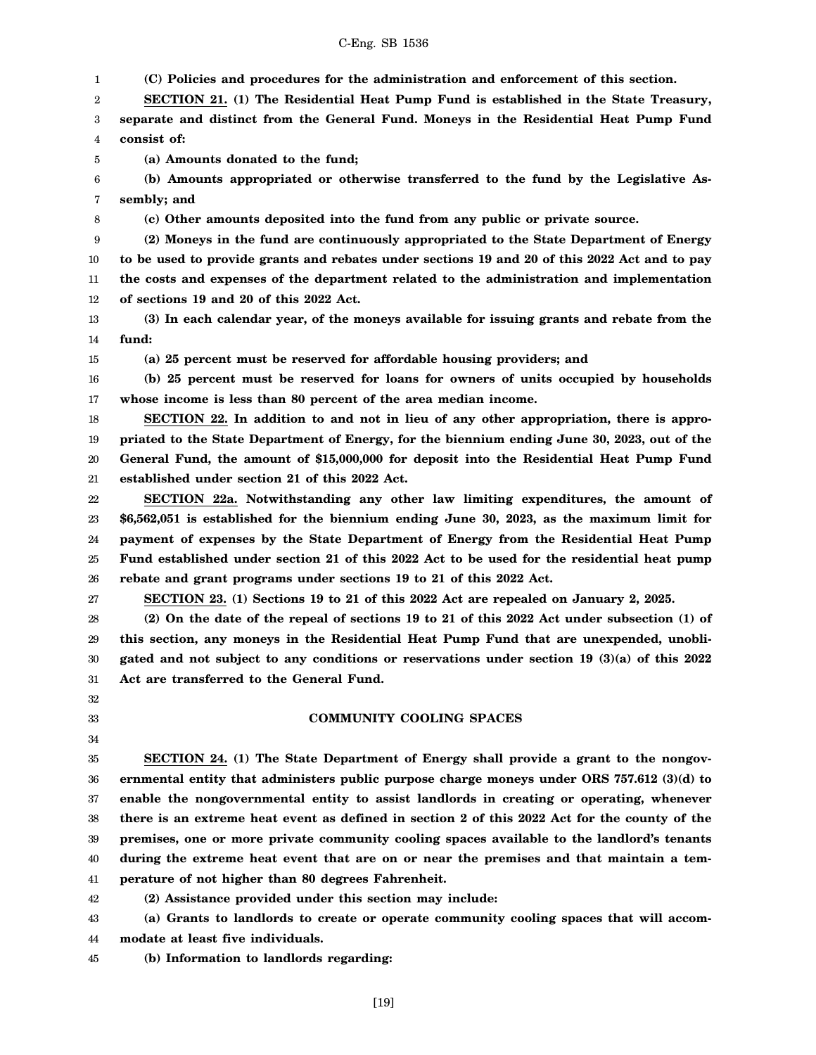**(C) Policies and procedures for the administration and enforcement of this section.**

**SECTION 21. (1) The Residential Heat Pump Fund is established in the State Treasury, separate and distinct from the General Fund. Moneys in the Residential Heat Pump Fund consist of:**

**(a) Amounts donated to the fund;**

**(b) Amounts appropriated or otherwise transferred to the fund by the Legislative Assembly; and**

**(c) Other amounts deposited into the fund from any public or private source.**

**(2) Moneys in the fund are continuously appropriated to the State Department of Energy to be used to provide grants and rebates under sections 19 and 20 of this 2022 Act and to pay the costs and expenses of the department related to the administration and implementation of sections 19 and 20 of this 2022 Act.**

**(3) In each calendar year, of the moneys available for issuing grants and rebate from the fund:**

**(a) 25 percent must be reserved for affordable housing providers; and**

**(b) 25 percent must be reserved for loans for owners of units occupied by households whose income is less than 80 percent of the area median income.**

**SECTION 22. In addition to and not in lieu of any other appropriation, there is appropriated to the State Department of Energy, for the biennium ending June 30, 2023, out of the General Fund, the amount of $15,000,000 for deposit into the Residential Heat Pump Fund established under section 21 of this 2022 Act.**

**SECTION 22a. Notwithstanding any other law limiting expenditures, the amount of $6,562,051 is established for the biennium ending June 30, 2023, as the maximum limit for payment of expenses by the State Department of Energy from the Residential Heat Pump Fund established under section 21 of this 2022 Act to be used for the residential heat pump rebate and grant programs under sections 19 to 21 of this 2022 Act.**

**SECTION 23. (1) Sections 19 to 21 of this 2022 Act are repealed on January 2, 2025.**

**(2) On the date of the repeal of sections 19 to 21 of this 2022 Act under subsection (1) of this section, any moneys in the Residential Heat Pump Fund that are unexpended, unobligated and not subject to any conditions or reservations under section 19 (3)(a) of this 2022 Act are transferred to the General Fund.**

## COMMUNITY COOLING SPACES

**SECTION 24. (1) The State Department of Energy shall provide a grant to the nongovernmental entity that administers public purpose charge moneys under ORS 757.612 (3)(d) to enable the nongovernmental entity to assist landlords in creating or operating, whenever there is an extreme heat event as defined in section 2 of this 2022 Act for the county of the premises, one or more private community cooling spaces available to the landlord's tenants during the extreme heat event that are on or near the premises and that maintain a temperature of not higher than 80 degrees Fahrenheit.**

**(2) Assistance provided under this section may include:**

**(a) Grants to landlords to create or operate community cooling spaces that will accommodate at least five individuals.**

**(b) Information to landlords regarding:**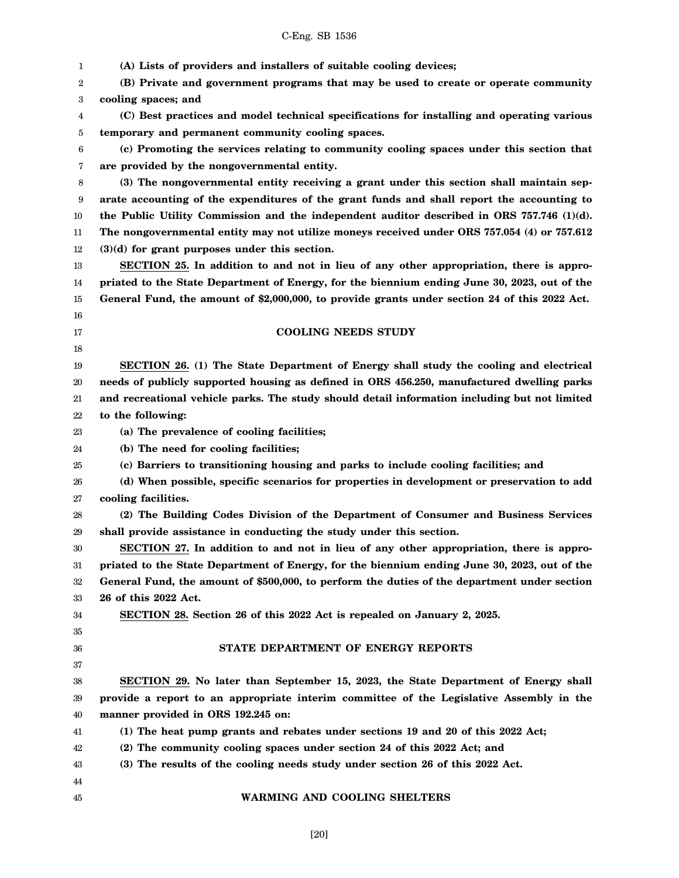**(A) Lists of providers and installers of suitable cooling devices;**

**(B) Private and government programs that may be used to create or operate community cooling spaces; and**

**(C) Best practices and model technical specifications for installing and operating various temporary and permanent community cooling spaces.**

**(c) Promoting the services relating to community cooling spaces under this section that are provided by the nongovernmental entity.**

**(3) The nongovernmental entity receiving a grant under this section shall maintain separate accounting of the expenditures of the grant funds and shall report the accounting to the Public Utility Commission and the independent auditor described in ORS 757.746 (1)(d). The nongovernmental entity may not utilize moneys received under ORS 757.054 (4) or 757.612 (3)(d) for grant purposes under this section.**

**SECTION 25. In addition to and not in lieu of any other appropriation, there is appropriated to the State Department of Energy, for the biennium ending June 30, 2023, out of the General Fund, the amount of $2,000,000, to provide grants under section 24 of this 2022 Act.**

## COOLING NEEDS STUDY

**SECTION 26. (1) The State Department of Energy shall study the cooling and electrical needs of publicly supported housing as defined in ORS 456.250, manufactured dwelling parks and recreational vehicle parks. The study should detail information including but not limited to the following:**

**(a) The prevalence of cooling facilities;**

**(b) The need for cooling facilities;**

**(c) Barriers to transitioning housing and parks to include cooling facilities; and**

**(d) When possible, specific scenarios for properties in development or preservation to add cooling facilities.**

**(2) The Building Codes Division of the Department of Consumer and Business Services shall provide assistance in conducting the study under this section.**

**SECTION 27. In addition to and not in lieu of any other appropriation, there is appropriated to the State Department of Energy, for the biennium ending June 30, 2023, out of the General Fund, the amount of $500,000, to perform the duties of the department under section 26 of this 2022 Act.**

**SECTION 28. Section 26 of this 2022 Act is repealed on January 2, 2025.**

## STATE DEPARTMENT OF ENERGY REPORTS

**SECTION 29. No later than September 15, 2023, the State Department of Energy shall provide a report to an appropriate interim committee of the Legislative Assembly in the manner provided in ORS 192.245 on:**

**(1) The heat pump grants and rebates under sections 19 and 20 of this 2022 Act;**

**(2) The community cooling spaces under section 24 of this 2022 Act; and**

**(3) The results of the cooling needs study under section 26 of this 2022 Act.**

## WARMING AND COOLING SHELTERS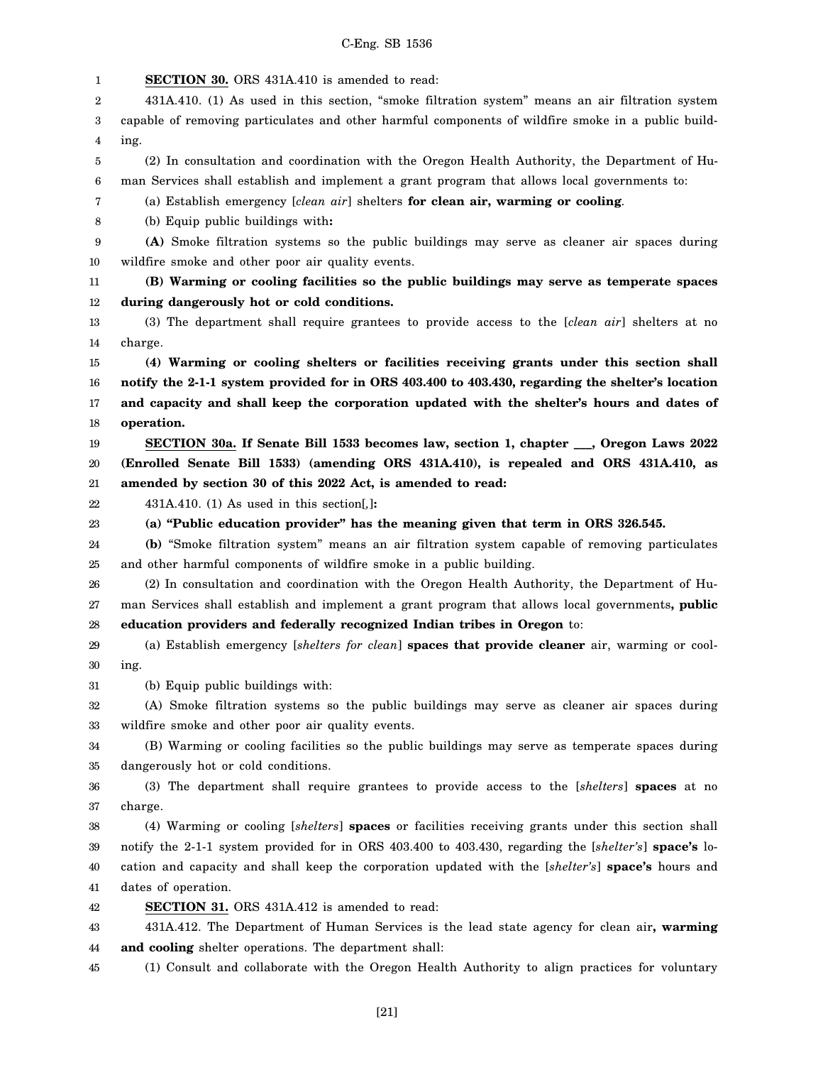**SECTION 30.** ORS 431A.410 is amended to read:

431A.410. (1) As used in this section, "smoke filtration system" means an air filtration system capable of removing particulates and other harmful components of wildfire smoke in a public building.

(2) In consultation and coordination with the Oregon Health Authority, the Department of Human Services shall establish and implement a grant program that allows local governments to:

(a) Establish emergency [*clean air*] shelters **for clean air, warming or cooling**.

(b) Equip public buildings with**:**

**(A)** Smoke filtration systems so the public buildings may serve as cleaner air spaces during wildfire smoke and other poor air quality events.

**(B) Warming or cooling facilities so the public buildings may serve as temperate spaces during dangerously hot or cold conditions.**

(3) The department shall require grantees to provide access to the [*clean air*] shelters at no charge.

**(4) Warming or cooling shelters or facilities receiving grants under this section shall notify the 2-1-1 system provided for in ORS 403.400 to 403.430, regarding the shelter's location and capacity and shall keep the corporation updated with the shelter's hours and dates of operation.**

**SECTION 30a. If Senate Bill 1533 becomes law, section 1, chapter \_\_\_, Oregon Laws 2022 (Enrolled Senate Bill 1533) (amending ORS 431A.410), is repealed and ORS 431A.410, as amended by section 30 of this 2022 Act, is amended to read:**

431A.410. (1) As used in this section[,]**:**

**(a) "Public education provider" has the meaning given that term in ORS 326.545.**

**(b)** "Smoke filtration system" means an air filtration system capable of removing particulates and other harmful components of wildfire smoke in a public building.

(2) In consultation and coordination with the Oregon Health Authority, the Department of Human Services shall establish and implement a grant program that allows local governments**, public education providers and federally recognized Indian tribes in Oregon** to:

(a) Establish emergency [*shelters for clean*] **spaces that provide cleaner** air, warming or cooling.

(b) Equip public buildings with:

(A) Smoke filtration systems so the public buildings may serve as cleaner air spaces during wildfire smoke and other poor air quality events.

(B) Warming or cooling facilities so the public buildings may serve as temperate spaces during dangerously hot or cold conditions.

(3) The department shall require grantees to provide access to the [*shelters*] **spaces** at no charge.

(4) Warming or cooling [*shelters*] **spaces** or facilities receiving grants under this section shall notify the 2-1-1 system provided for in ORS 403.400 to 403.430, regarding the [*shelter's*] **space's** location and capacity and shall keep the corporation updated with the [*shelter's*] **space's** hours and dates of operation.

**SECTION 31.** ORS 431A.412 is amended to read:

431A.412. The Department of Human Services is the lead state agency for clean air**, warming and cooling** shelter operations. The department shall:

(1) Consult and collaborate with the Oregon Health Authority to align practices for voluntary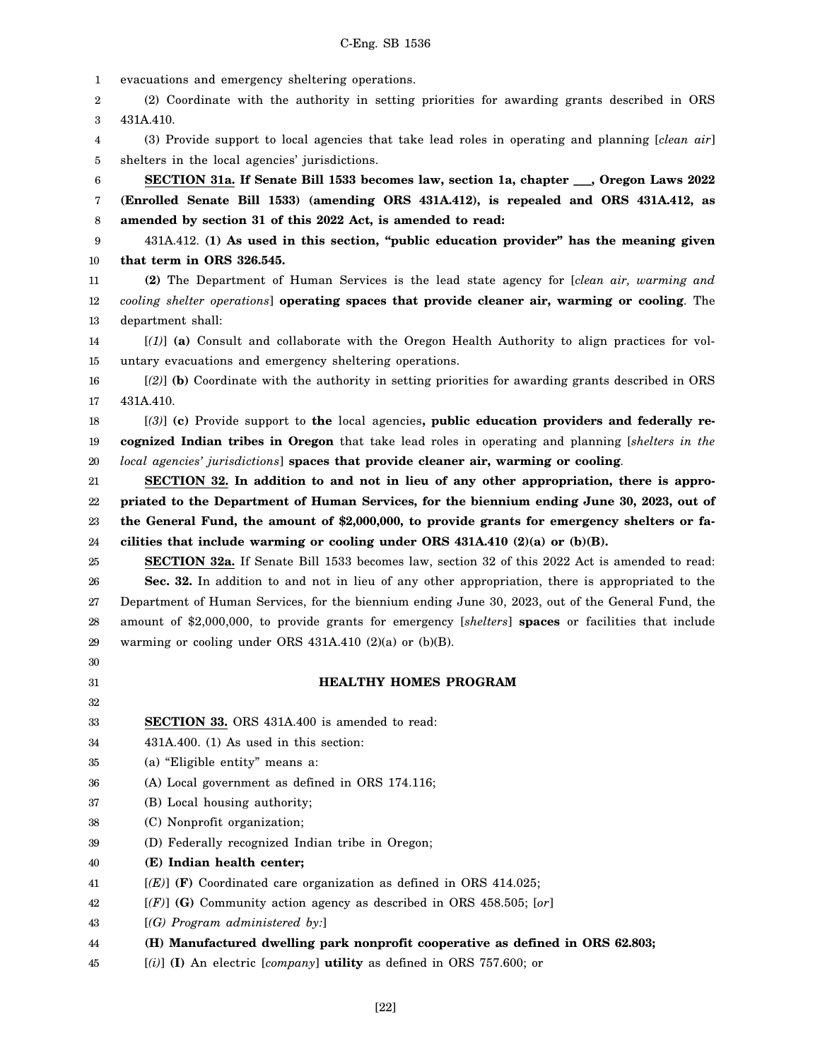evacuations and emergency sheltering operations.

(2) Coordinate with the authority in setting priorities for awarding grants described in ORS 431A.410.

(3) Provide support to local agencies that take lead roles in operating and planning [*clean air*] shelters in the local agencies' jurisdictions.

**SECTION 31a. If Senate Bill 1533 becomes law, section 1a, chapter ___, Oregon Laws 2022 (Enrolled Senate Bill 1533) (amending ORS 431A.412), is repealed and ORS 431A.412, as amended by section 31 of this 2022 Act, is amended to read:**

431A.412. **(1) As used in this section, "public education provider" has the meaning given that term in ORS 326.545.**

**(2)** The Department of Human Services is the lead state agency for [*clean air, warming and cooling shelter operations*] **operating spaces that provide cleaner air, warming or cooling**. The department shall:

[*(1)*] **(a)** Consult and collaborate with the Oregon Health Authority to align practices for voluntary evacuations and emergency sheltering operations.

[*(2)*] **(b)** Coordinate with the authority in setting priorities for awarding grants described in ORS 431A.410.

[*(3)*] **(c)** Provide support to **the** local agencies**, public education providers and federally recognized Indian tribes in Oregon** that take lead roles in operating and planning [*shelters in the local agencies' jurisdictions*] **spaces that provide cleaner air, warming or cooling**.

**SECTION 32. In addition to and not in lieu of any other appropriation, there is appropriated to the Department of Human Services, for the biennium ending June 30, 2023, out of the General Fund, the amount of $2,000,000, to provide grants for emergency shelters or facilities that include warming or cooling under ORS 431A.410 (2)(a) or (b)(B).**

**SECTION 32a.** If Senate Bill 1533 becomes law, section 32 of this 2022 Act is amended to read:

**Sec. 32.** In addition to and not in lieu of any other appropriation, there is appropriated to the Department of Human Services, for the biennium ending June 30, 2023, out of the General Fund, the amount of $2,000,000, to provide grants for emergency [*shelters*] **spaces** or facilities that include warming or cooling under ORS 431A.410 (2)(a) or (b)(B).

## HEALTHY HOMES PROGRAM

**SECTION 33.** ORS 431A.400 is amended to read:

431A.400. (1) As used in this section:

(a) "Eligible entity" means a:

(A) Local government as defined in ORS 174.116;

(B) Local housing authority;

(C) Nonprofit organization;

(D) Federally recognized Indian tribe in Oregon;

**(E) Indian health center;**

[*(E)*] **(F)** Coordinated care organization as defined in ORS 414.025;

[*(F)*] **(G)** Community action agency as described in ORS 458.505; [*or*]

[*(G) Program administered by:*]

**(H) Manufactured dwelling park nonprofit cooperative as defined in ORS 62.803;**

[*(i)*] **(I)** An electric [*company*] **utility** as defined in ORS 757.600; or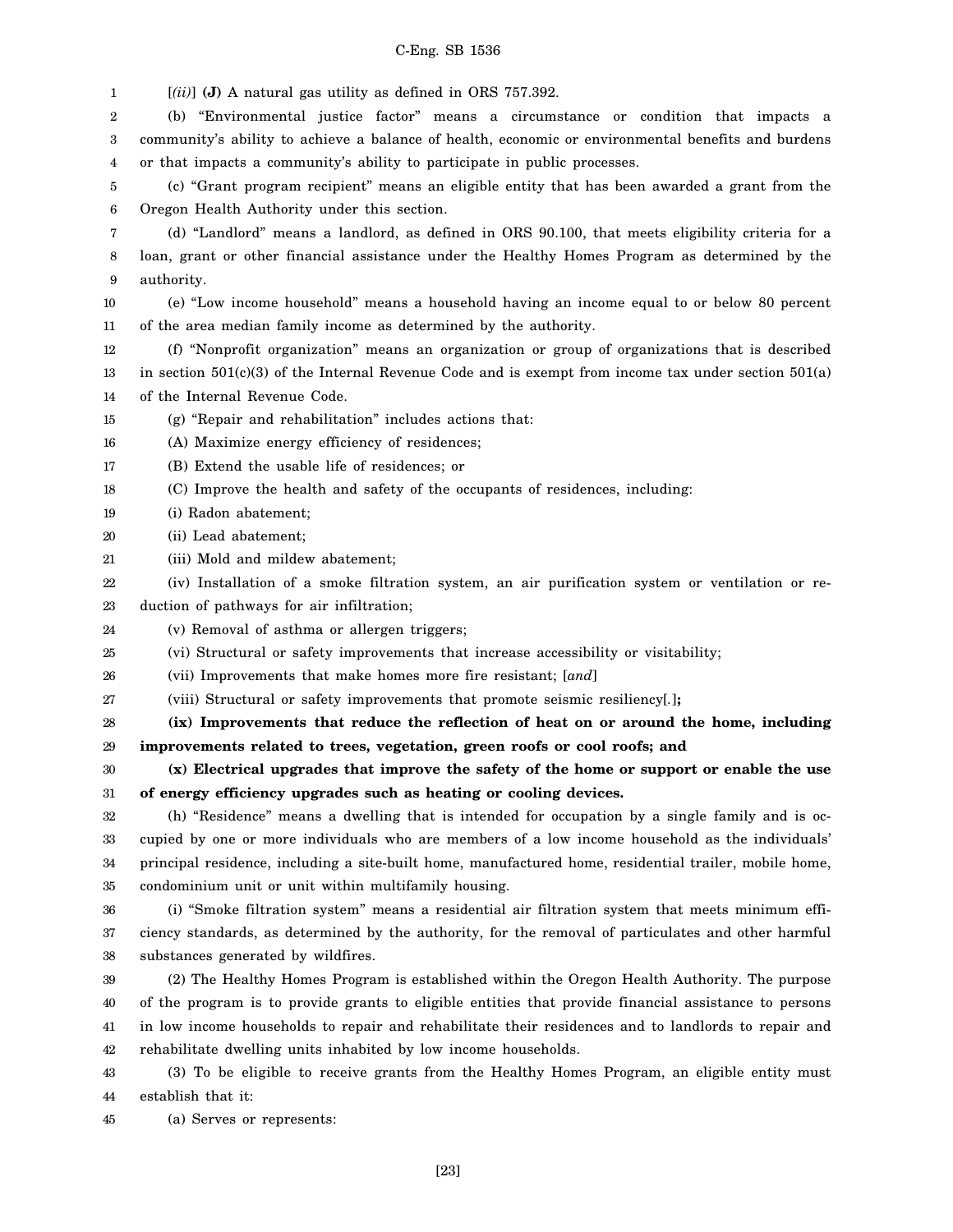[*(ii)*] **(J)** A natural gas utility as defined in ORS 757.392.

(b) "Environmental justice factor" means a circumstance or condition that impacts a community's ability to achieve a balance of health, economic or environmental benefits and burdens or that impacts a community's ability to participate in public processes.

(c) "Grant program recipient" means an eligible entity that has been awarded a grant from the Oregon Health Authority under this section.

(d) "Landlord" means a landlord, as defined in ORS 90.100, that meets eligibility criteria for a loan, grant or other financial assistance under the Healthy Homes Program as determined by the authority.

(e) "Low income household" means a household having an income equal to or below 80 percent of the area median family income as determined by the authority.

(f) "Nonprofit organization" means an organization or group of organizations that is described in section 501(c)(3) of the Internal Revenue Code and is exempt from income tax under section 501(a) of the Internal Revenue Code.

(g) "Repair and rehabilitation" includes actions that:

(A) Maximize energy efficiency of residences;

(B) Extend the usable life of residences; or

(C) Improve the health and safety of the occupants of residences, including:

(i) Radon abatement;

(ii) Lead abatement;

(iii) Mold and mildew abatement;

(iv) Installation of a smoke filtration system, an air purification system or ventilation or reduction of pathways for air infiltration;

(v) Removal of asthma or allergen triggers;

(vi) Structural or safety improvements that increase accessibility or visitability;

(vii) Improvements that make homes more fire resistant; [*and*]

(viii) Structural or safety improvements that promote seismic resiliency[*.*]**;**

**(ix) Improvements that reduce the reflection of heat on or around the home, including improvements related to trees, vegetation, green roofs or cool roofs; and**

**(x) Electrical upgrades that improve the safety of the home or support or enable the use of energy efficiency upgrades such as heating or cooling devices.**

(h) "Residence" means a dwelling that is intended for occupation by a single family and is occupied by one or more individuals who are members of a low income household as the individuals' principal residence, including a site-built home, manufactured home, residential trailer, mobile home, condominium unit or unit within multifamily housing.

(i) "Smoke filtration system" means a residential air filtration system that meets minimum efficiency standards, as determined by the authority, for the removal of particulates and other harmful substances generated by wildfires.

(2) The Healthy Homes Program is established within the Oregon Health Authority. The purpose of the program is to provide grants to eligible entities that provide financial assistance to persons in low income households to repair and rehabilitate their residences and to landlords to repair and rehabilitate dwelling units inhabited by low income households.

(3) To be eligible to receive grants from the Healthy Homes Program, an eligible entity must establish that it:

(a) Serves or represents: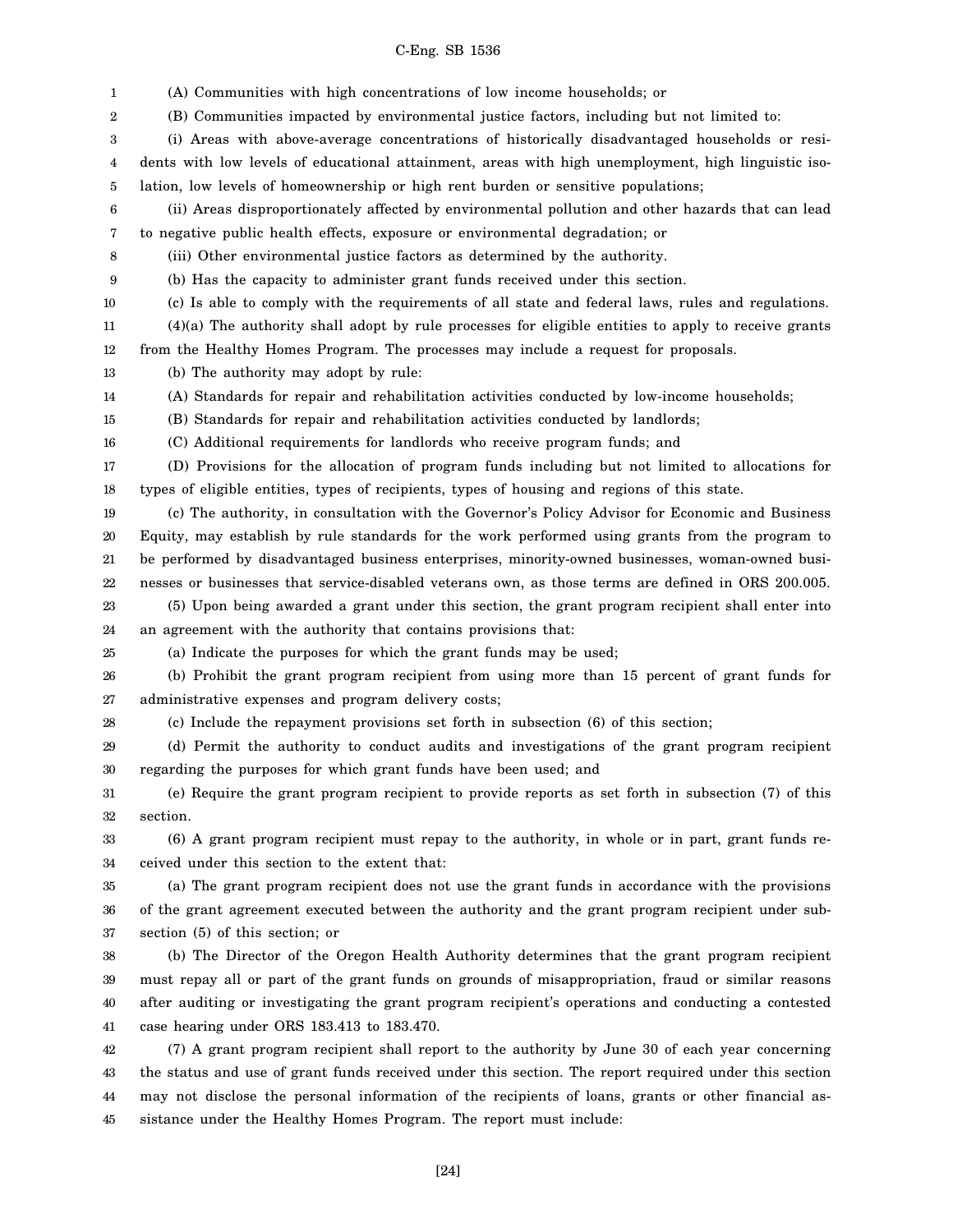(A) Communities with high concentrations of low income households; or

(B) Communities impacted by environmental justice factors, including but not limited to:

(i) Areas with above-average concentrations of historically disadvantaged households or residents with low levels of educational attainment, areas with high unemployment, high linguistic isolation, low levels of homeownership or high rent burden or sensitive populations;

(ii) Areas disproportionately affected by environmental pollution and other hazards that can lead to negative public health effects, exposure or environmental degradation; or

(iii) Other environmental justice factors as determined by the authority.

(b) Has the capacity to administer grant funds received under this section.

(c) Is able to comply with the requirements of all state and federal laws, rules and regulations.

(4)(a) The authority shall adopt by rule processes for eligible entities to apply to receive grants from the Healthy Homes Program. The processes may include a request for proposals.

(b) The authority may adopt by rule:

(A) Standards for repair and rehabilitation activities conducted by low-income households;

(B) Standards for repair and rehabilitation activities conducted by landlords;

(C) Additional requirements for landlords who receive program funds; and

(D) Provisions for the allocation of program funds including but not limited to allocations for types of eligible entities, types of recipients, types of housing and regions of this state.

(c) The authority, in consultation with the Governor's Policy Advisor for Economic and Business Equity, may establish by rule standards for the work performed using grants from the program to be performed by disadvantaged business enterprises, minority-owned businesses, woman-owned businesses or businesses that service-disabled veterans own, as those terms are defined in ORS 200.005.

(5) Upon being awarded a grant under this section, the grant program recipient shall enter into an agreement with the authority that contains provisions that:

(a) Indicate the purposes for which the grant funds may be used;

(b) Prohibit the grant program recipient from using more than 15 percent of grant funds for administrative expenses and program delivery costs;

(c) Include the repayment provisions set forth in subsection (6) of this section;

(d) Permit the authority to conduct audits and investigations of the grant program recipient regarding the purposes for which grant funds have been used; and

(e) Require the grant program recipient to provide reports as set forth in subsection (7) of this section.

(6) A grant program recipient must repay to the authority, in whole or in part, grant funds received under this section to the extent that:

(a) The grant program recipient does not use the grant funds in accordance with the provisions of the grant agreement executed between the authority and the grant program recipient under subsection (5) of this section; or

(b) The Director of the Oregon Health Authority determines that the grant program recipient must repay all or part of the grant funds on grounds of misappropriation, fraud or similar reasons after auditing or investigating the grant program recipient's operations and conducting a contested case hearing under ORS 183.413 to 183.470.

(7) A grant program recipient shall report to the authority by June 30 of each year concerning the status and use of grant funds received under this section. The report required under this section may not disclose the personal information of the recipients of loans, grants or other financial assistance under the Healthy Homes Program. The report must include: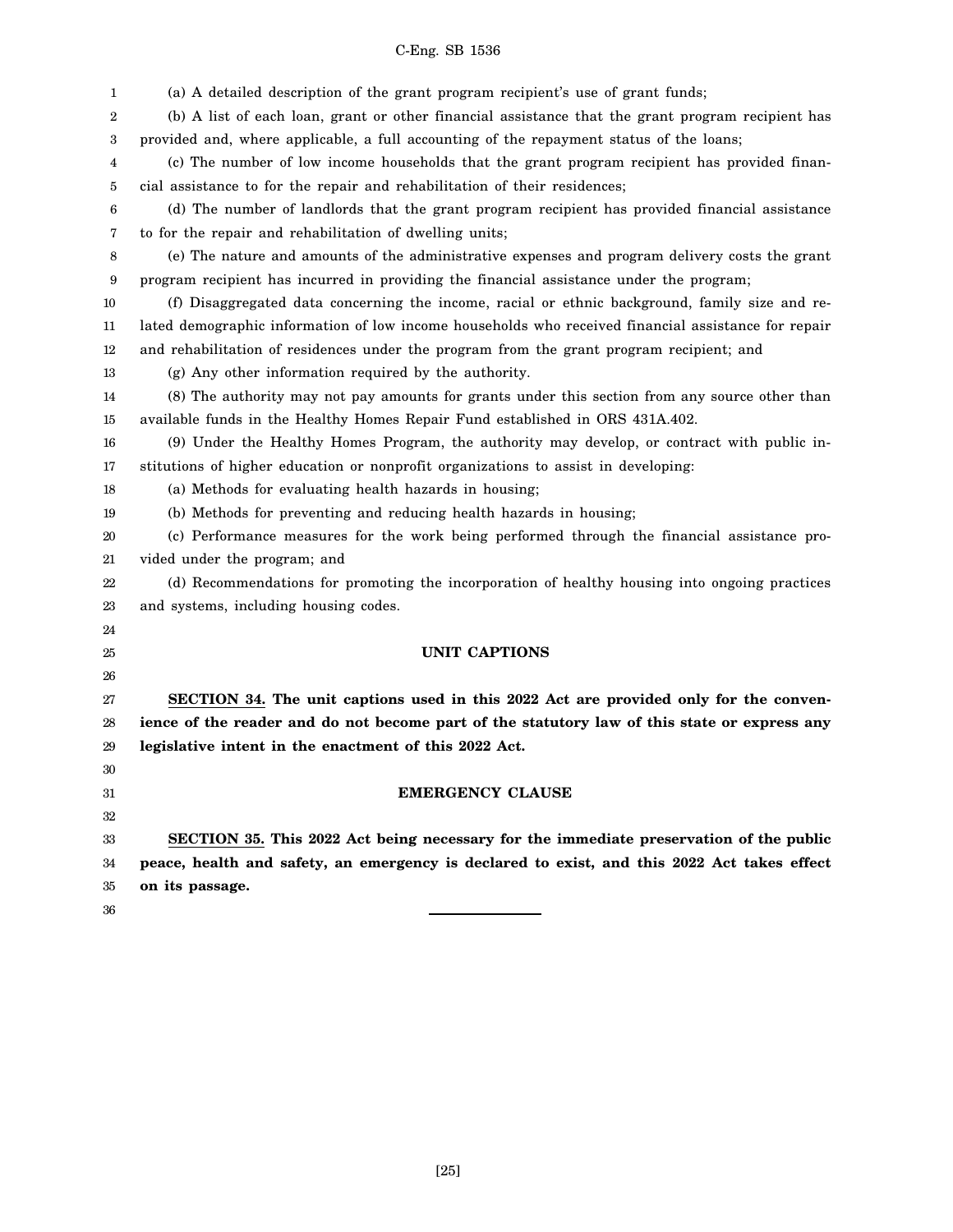(a) A detailed description of the grant program recipient's use of grant funds;

(b) A list of each loan, grant or other financial assistance that the grant program recipient has provided and, where applicable, a full accounting of the repayment status of the loans;

(c) The number of low income households that the grant program recipient has provided financial assistance to for the repair and rehabilitation of their residences;

(d) The number of landlords that the grant program recipient has provided financial assistance to for the repair and rehabilitation of dwelling units;

(e) The nature and amounts of the administrative expenses and program delivery costs the grant program recipient has incurred in providing the financial assistance under the program;

(f) Disaggregated data concerning the income, racial or ethnic background, family size and related demographic information of low income households who received financial assistance for repair and rehabilitation of residences under the program from the grant program recipient; and

(g) Any other information required by the authority.

(8) The authority may not pay amounts for grants under this section from any source other than available funds in the Healthy Homes Repair Fund established in ORS 431A.402.

(9) Under the Healthy Homes Program, the authority may develop, or contract with public institutions of higher education or nonprofit organizations to assist in developing:

(a) Methods for evaluating health hazards in housing;

(b) Methods for preventing and reducing health hazards in housing;

(c) Performance measures for the work being performed through the financial assistance provided under the program; and

(d) Recommendations for promoting the incorporation of healthy housing into ongoing practices and systems, including housing codes.

## UNIT CAPTIONS

**SECTION 34. The unit captions used in this 2022 Act are provided only for the convenience of the reader and do not become part of the statutory law of this state or express any legislative intent in the enactment of this 2022 Act.**

## EMERGENCY CLAUSE

**SECTION 35. This 2022 Act being necessary for the immediate preservation of the public peace, health and safety, an emergency is declared to exist, and this 2022 Act takes effect on its passage.**